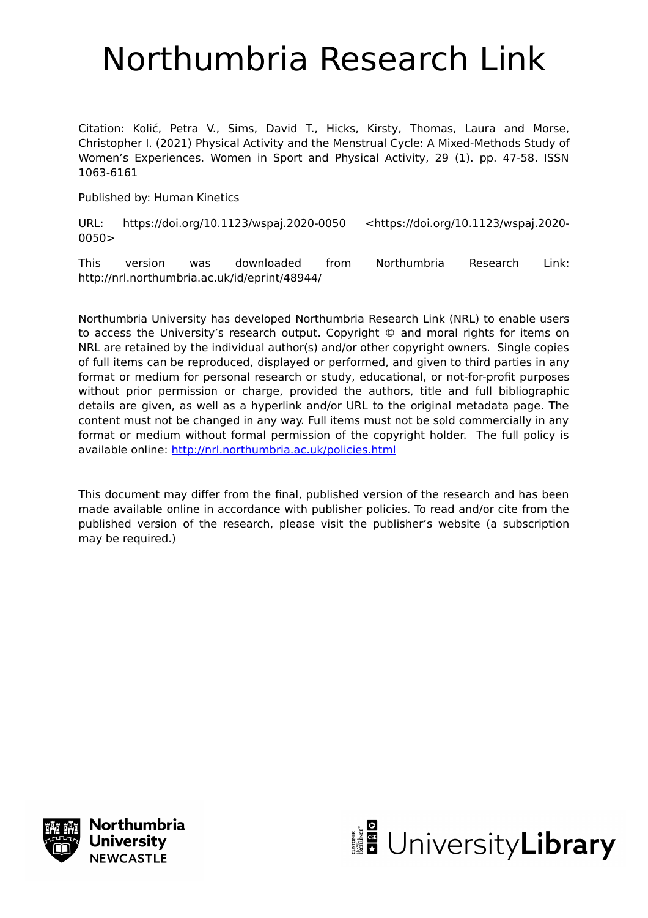# Northumbria Research Link

Citation: Kolić, Petra V., Sims, David T., Hicks, Kirsty, Thomas, Laura and Morse, Christopher I. (2021) Physical Activity and the Menstrual Cycle: A Mixed-Methods Study of Women's Experiences. Women in Sport and Physical Activity, 29 (1). pp. 47-58. ISSN 1063-6161

Published by: Human Kinetics

URL: https://doi.org/10.1123/wspaj.2020-0050 <https://doi.org/10.1123/wspaj.2020-0050>

This version was downloaded from Northumbria Research Link: http://nrl.northumbria.ac.uk/id/eprint/48944/

Northumbria University has developed Northumbria Research Link (NRL) to enable users to access the University's research output. Copyright © and moral rights for items on NRL are retained by the individual author(s) and/or other copyright owners. Single copies of full items can be reproduced, displayed or performed, and given to third parties in any format or medium for personal research or study, educational, or not-for-profit purposes without prior permission or charge, provided the authors, title and full bibliographic details are given, as well as a hyperlink and/or URL to the original metadata page. The content must not be changed in any way. Full items must not be sold commercially in any format or medium without formal permission of the copyright holder. The full policy is available online: http://nrl.northumbria.ac.uk/policies.html

This document may differ from the final, published version of the research and has been made available online in accordance with publisher policies. To read and/or cite from the published version of the research, please visit the publisher's website (a subscription may be required.)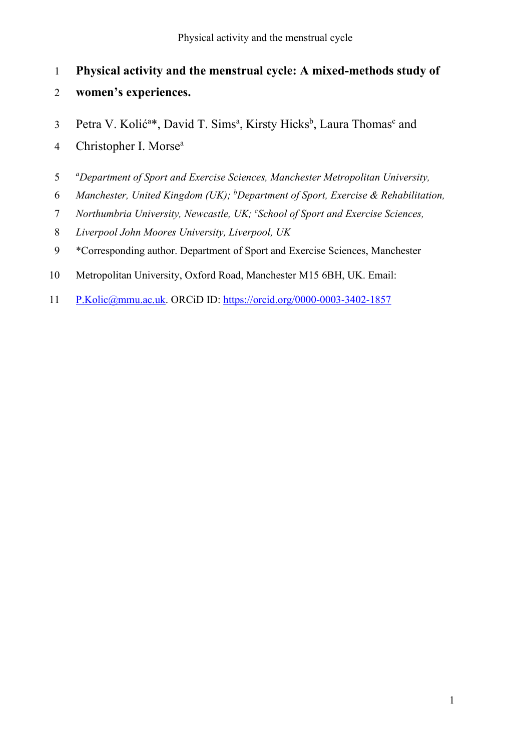# Physical activity and the menstrual cycle: A mixed-methods study of women's experiences.

Petra V. Kolić[a]*, David T. Sims[a], Kirsty Hicks[b], Laura Thomas[c] and Christopher I. Morse[a]

[a]*Department of Sport and Exercise Sciences, Manchester Metropolitan University, Manchester, United Kingdom (UK);* [b]*Department of Sport, Exercise & Rehabilitation, Northumbria University, Newcastle, UK;* [c]*School of Sport and Exercise Sciences, Liverpool John Moores University, Liverpool, UK*

*Corresponding author. Department of Sport and Exercise Sciences, Manchester Metropolitan University, Oxford Road, Manchester M15 6BH, UK. Email: P.Kolic@mmu.ac.uk. ORCiD ID: https://orcid.org/0000-0003-3402-1857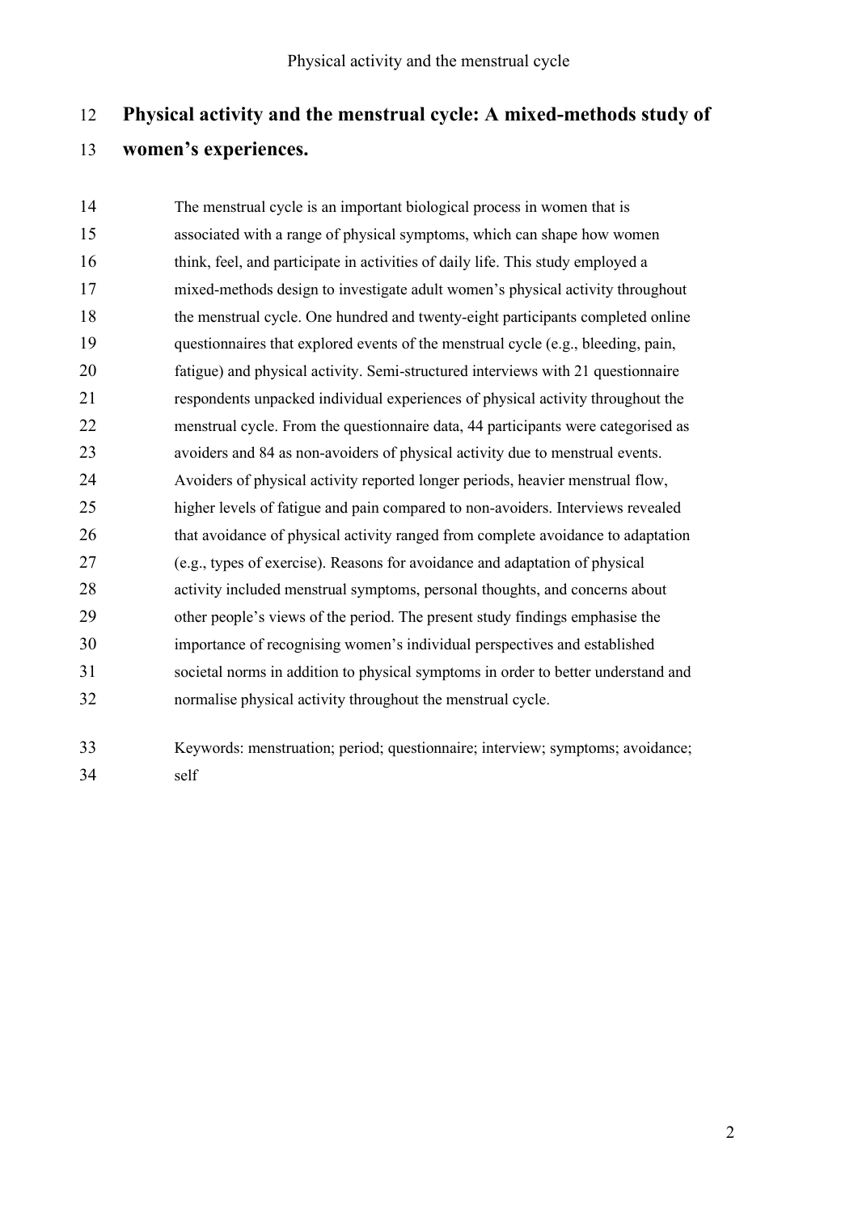# Physical activity and the menstrual cycle: A mixed-methods study of women's experiences.

The menstrual cycle is an important biological process in women that is associated with a range of physical symptoms, which can shape how women think, feel, and participate in activities of daily life. This study employed a mixed-methods design to investigate adult women's physical activity throughout the menstrual cycle. One hundred and twenty-eight participants completed online questionnaires that explored events of the menstrual cycle (e.g., bleeding, pain, fatigue) and physical activity. Semi-structured interviews with 21 questionnaire respondents unpacked individual experiences of physical activity throughout the menstrual cycle. From the questionnaire data, 44 participants were categorised as avoiders and 84 as non-avoiders of physical activity due to menstrual events. Avoiders of physical activity reported longer periods, heavier menstrual flow, higher levels of fatigue and pain compared to non-avoiders. Interviews revealed that avoidance of physical activity ranged from complete avoidance to adaptation (e.g., types of exercise). Reasons for avoidance and adaptation of physical activity included menstrual symptoms, personal thoughts, and concerns about other people's views of the period. The present study findings emphasise the importance of recognising women's individual perspectives and established societal norms in addition to physical symptoms in order to better understand and normalise physical activity throughout the menstrual cycle.

Keywords: menstruation; period; questionnaire; interview; symptoms; avoidance; self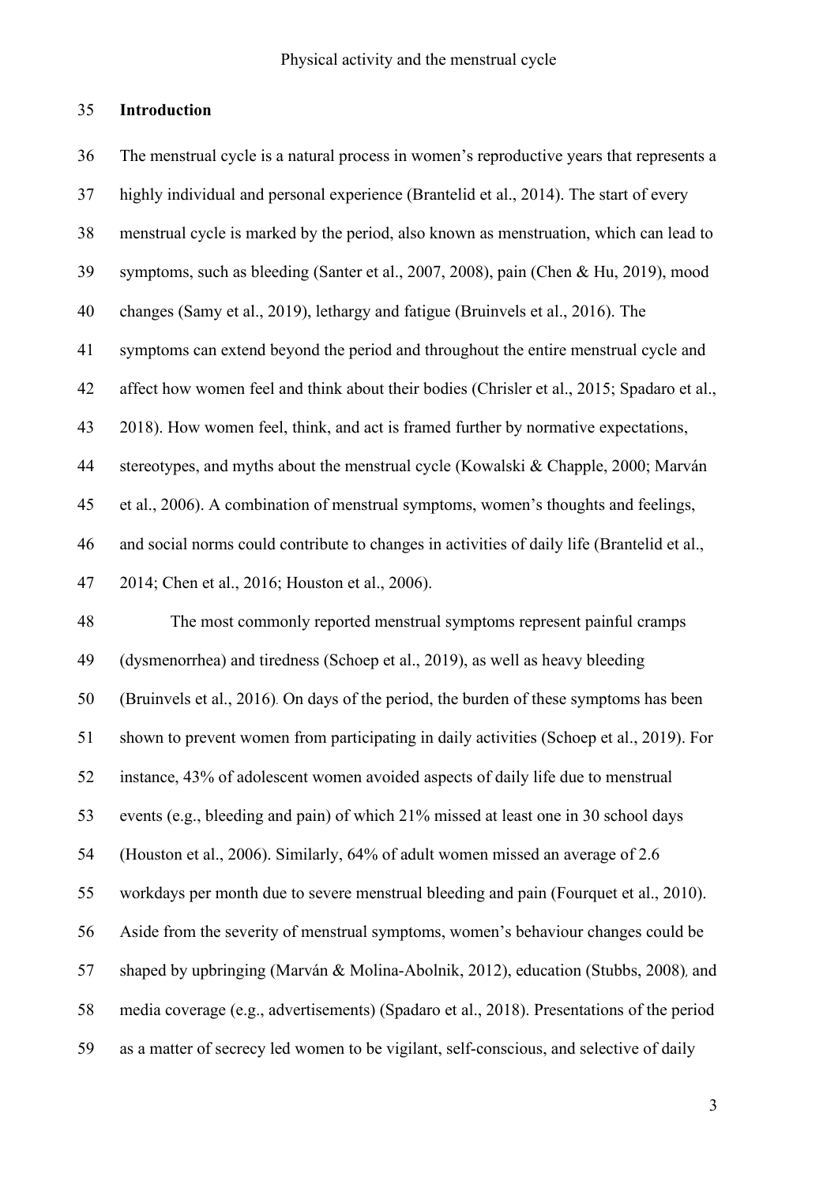## Introduction

The menstrual cycle is a natural process in women's reproductive years that represents a highly individual and personal experience (Brantelid et al., 2014). The start of every menstrual cycle is marked by the period, also known as menstruation, which can lead to symptoms, such as bleeding (Santer et al., 2007, 2008), pain (Chen & Hu, 2019), mood changes (Samy et al., 2019), lethargy and fatigue (Bruinvels et al., 2016). The symptoms can extend beyond the period and throughout the entire menstrual cycle and affect how women feel and think about their bodies (Chrisler et al., 2015; Spadaro et al., 2018). How women feel, think, and act is framed further by normative expectations, stereotypes, and myths about the menstrual cycle (Kowalski & Chapple, 2000; Marván et al., 2006). A combination of menstrual symptoms, women's thoughts and feelings, and social norms could contribute to changes in activities of daily life (Brantelid et al., 2014; Chen et al., 2016; Houston et al., 2006).

The most commonly reported menstrual symptoms represent painful cramps (dysmenorrhea) and tiredness (Schoep et al., 2019), as well as heavy bleeding (Bruinvels et al., 2016). On days of the period, the burden of these symptoms has been shown to prevent women from participating in daily activities (Schoep et al., 2019). For instance, 43% of adolescent women avoided aspects of daily life due to menstrual events (e.g., bleeding and pain) of which 21% missed at least one in 30 school days (Houston et al., 2006). Similarly, 64% of adult women missed an average of 2.6 workdays per month due to severe menstrual bleeding and pain (Fourquet et al., 2010). Aside from the severity of menstrual symptoms, women's behaviour changes could be shaped by upbringing (Marván & Molina-Abolnik, 2012), education (Stubbs, 2008), and media coverage (e.g., advertisements) (Spadaro et al., 2018). Presentations of the period as a matter of secrecy led women to be vigilant, self-conscious, and selective of daily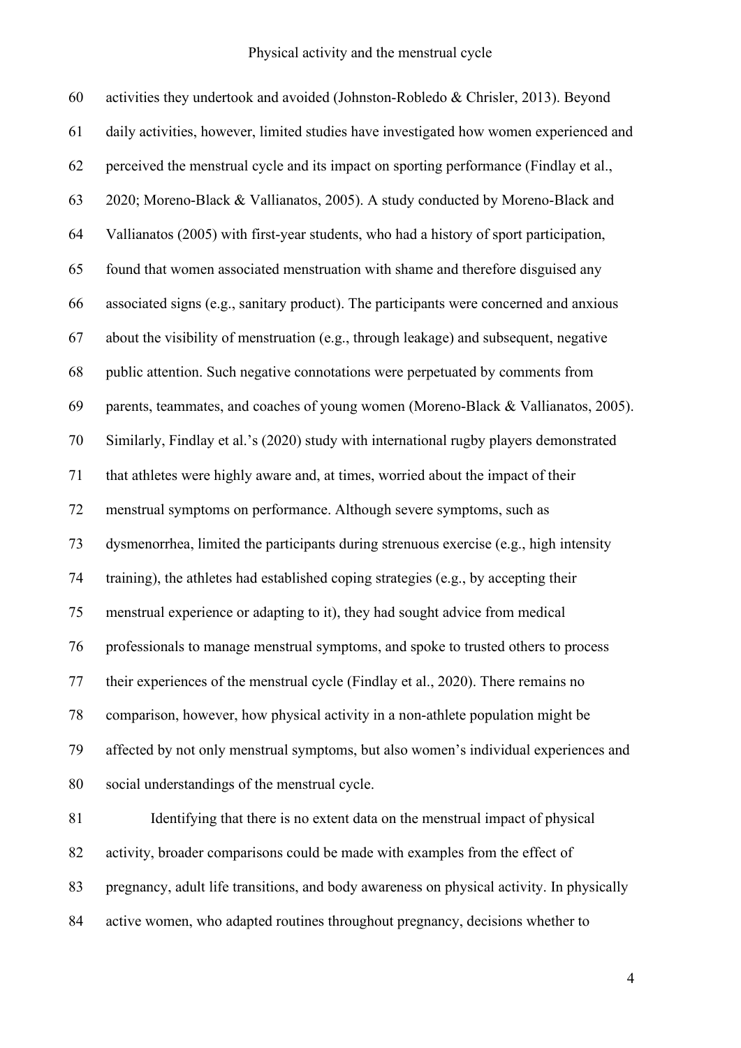activities they undertook and avoided (Johnston-Robledo & Chrisler, 2013). Beyond daily activities, however, limited studies have investigated how women experienced and perceived the menstrual cycle and its impact on sporting performance (Findlay et al., 2020; Moreno-Black & Vallianatos, 2005). A study conducted by Moreno-Black and Vallianatos (2005) with first-year students, who had a history of sport participation, found that women associated menstruation with shame and therefore disguised any associated signs (e.g., sanitary product). The participants were concerned and anxious about the visibility of menstruation (e.g., through leakage) and subsequent, negative public attention. Such negative connotations were perpetuated by comments from parents, teammates, and coaches of young women (Moreno-Black & Vallianatos, 2005). Similarly, Findlay et al.'s (2020) study with international rugby players demonstrated that athletes were highly aware and, at times, worried about the impact of their menstrual symptoms on performance. Although severe symptoms, such as dysmenorrhea, limited the participants during strenuous exercise (e.g., high intensity training), the athletes had established coping strategies (e.g., by accepting their menstrual experience or adapting to it), they had sought advice from medical professionals to manage menstrual symptoms, and spoke to trusted others to process their experiences of the menstrual cycle (Findlay et al., 2020). There remains no comparison, however, how physical activity in a non-athlete population might be affected by not only menstrual symptoms, but also women's individual experiences and social understandings of the menstrual cycle.

Identifying that there is no extent data on the menstrual impact of physical activity, broader comparisons could be made with examples from the effect of pregnancy, adult life transitions, and body awareness on physical activity. In physically active women, who adapted routines throughout pregnancy, decisions whether to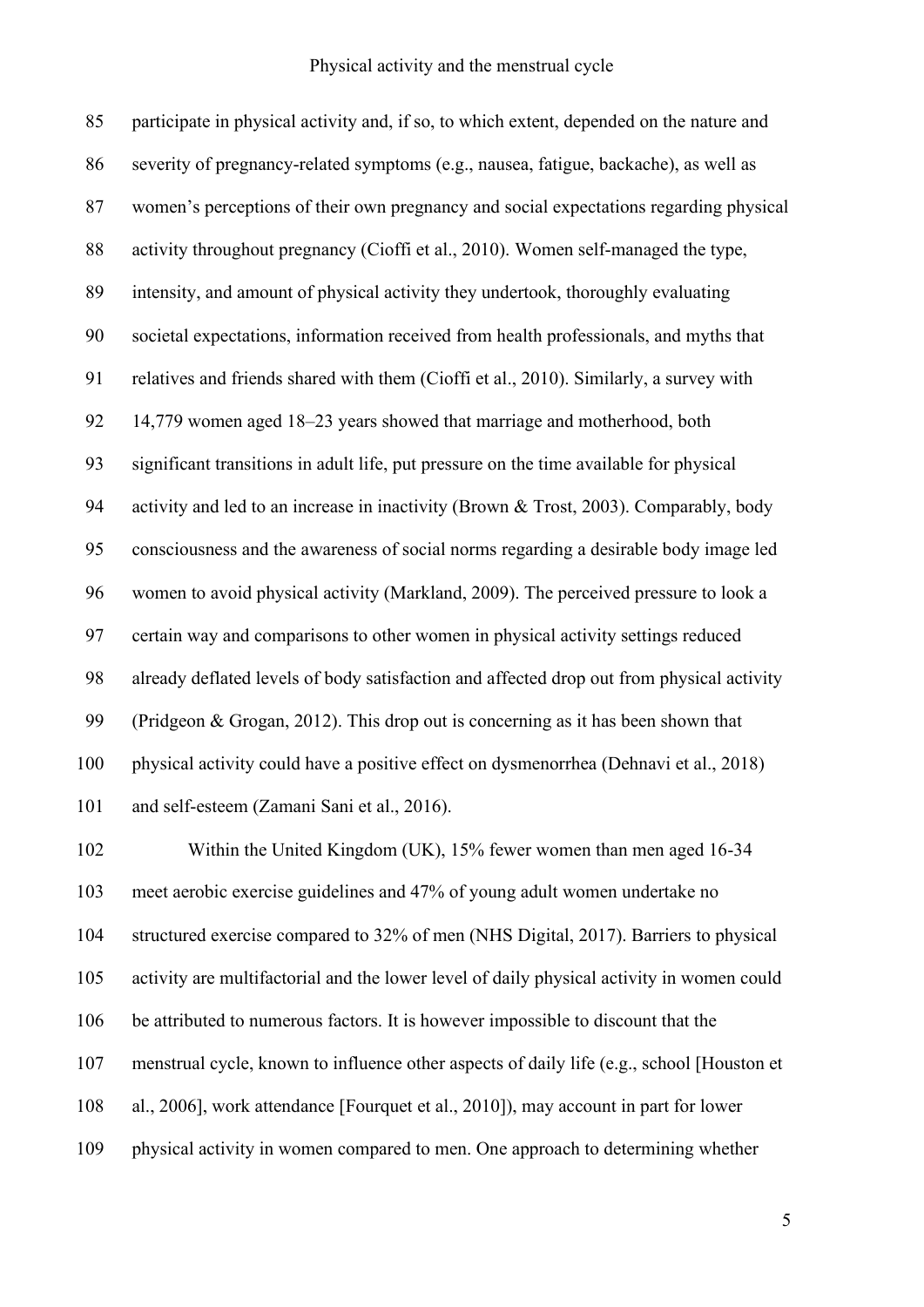participate in physical activity and, if so, to which extent, depended on the nature and severity of pregnancy-related symptoms (e.g., nausea, fatigue, backache), as well as women's perceptions of their own pregnancy and social expectations regarding physical activity throughout pregnancy (Cioffi et al., 2010). Women self-managed the type, intensity, and amount of physical activity they undertook, thoroughly evaluating societal expectations, information received from health professionals, and myths that relatives and friends shared with them (Cioffi et al., 2010). Similarly, a survey with 14,779 women aged 18–23 years showed that marriage and motherhood, both significant transitions in adult life, put pressure on the time available for physical activity and led to an increase in inactivity (Brown & Trost, 2003). Comparably, body consciousness and the awareness of social norms regarding a desirable body image led women to avoid physical activity (Markland, 2009). The perceived pressure to look a certain way and comparisons to other women in physical activity settings reduced already deflated levels of body satisfaction and affected drop out from physical activity (Pridgeon & Grogan, 2012). This drop out is concerning as it has been shown that physical activity could have a positive effect on dysmenorrhea (Dehnavi et al., 2018) and self-esteem (Zamani Sani et al., 2016).

Within the United Kingdom (UK), 15% fewer women than men aged 16-34 meet aerobic exercise guidelines and 47% of young adult women undertake no structured exercise compared to 32% of men (NHS Digital, 2017). Barriers to physical activity are multifactorial and the lower level of daily physical activity in women could be attributed to numerous factors. It is however impossible to discount that the menstrual cycle, known to influence other aspects of daily life (e.g., school [Houston et al., 2006], work attendance [Fourquet et al., 2010]), may account in part for lower physical activity in women compared to men. One approach to determining whether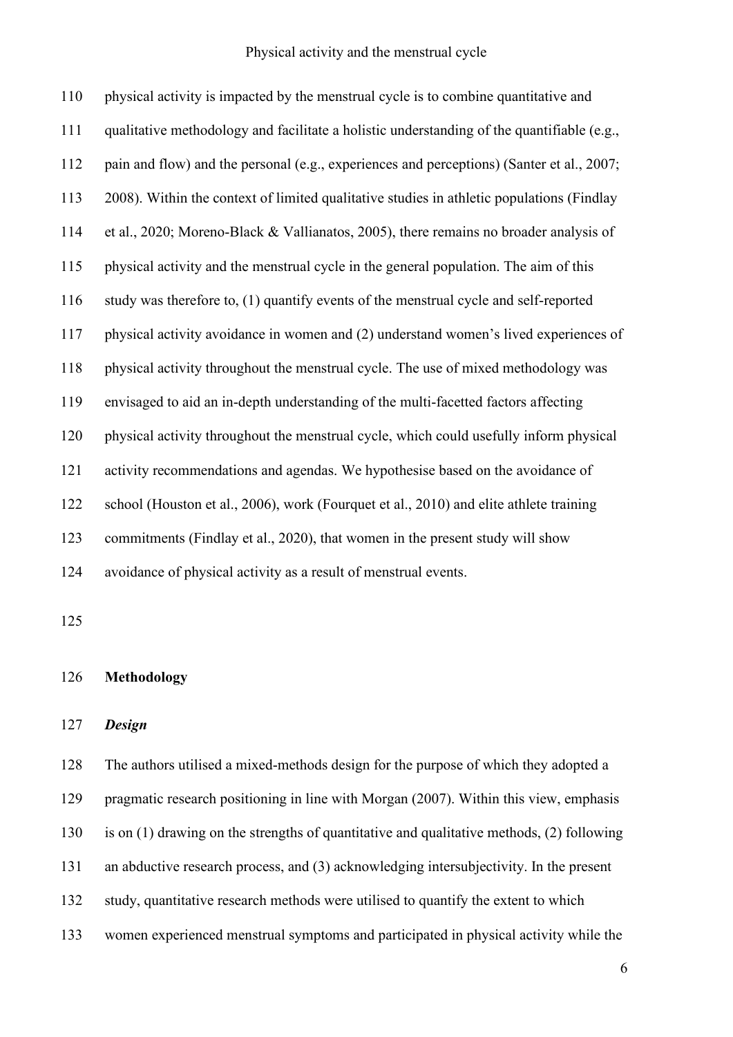physical activity is impacted by the menstrual cycle is to combine quantitative and qualitative methodology and facilitate a holistic understanding of the quantifiable (e.g., pain and flow) and the personal (e.g., experiences and perceptions) (Santer et al., 2007; 2008). Within the context of limited qualitative studies in athletic populations (Findlay et al., 2020; Moreno-Black & Vallianatos, 2005), there remains no broader analysis of physical activity and the menstrual cycle in the general population. The aim of this study was therefore to, (1) quantify events of the menstrual cycle and self-reported physical activity avoidance in women and (2) understand women's lived experiences of physical activity throughout the menstrual cycle. The use of mixed methodology was envisaged to aid an in-depth understanding of the multi-facetted factors affecting physical activity throughout the menstrual cycle, which could usefully inform physical activity recommendations and agendas. We hypothesise based on the avoidance of school (Houston et al., 2006), work (Fourquet et al., 2010) and elite athlete training commitments (Findlay et al., 2020), that women in the present study will show avoidance of physical activity as a result of menstrual events.

## Methodology

### *Design*

The authors utilised a mixed-methods design for the purpose of which they adopted a pragmatic research positioning in line with Morgan (2007). Within this view, emphasis is on (1) drawing on the strengths of quantitative and qualitative methods, (2) following an abductive research process, and (3) acknowledging intersubjectivity. In the present study, quantitative research methods were utilised to quantify the extent to which women experienced menstrual symptoms and participated in physical activity while the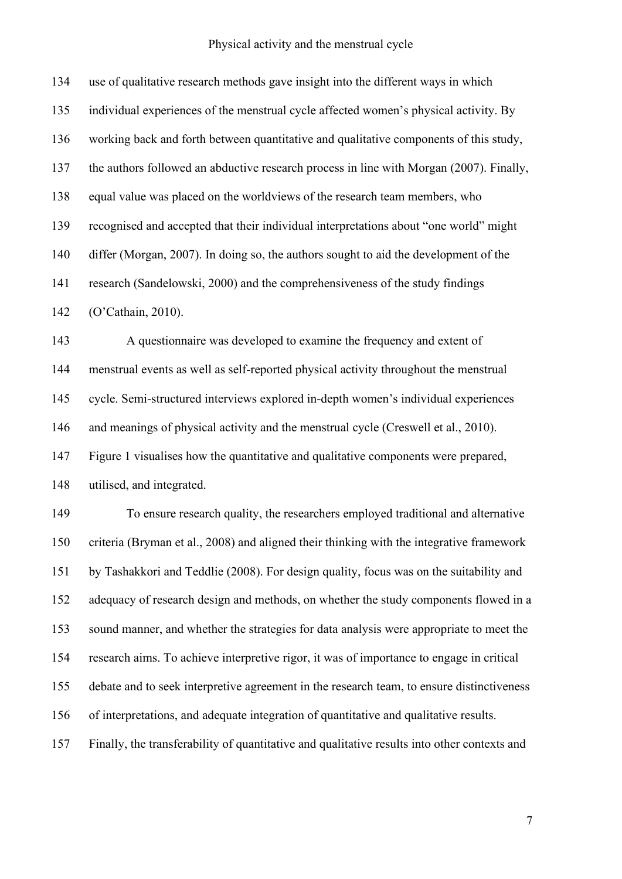use of qualitative research methods gave insight into the different ways in which individual experiences of the menstrual cycle affected women's physical activity. By working back and forth between quantitative and qualitative components of this study, the authors followed an abductive research process in line with Morgan (2007). Finally, equal value was placed on the worldviews of the research team members, who recognised and accepted that their individual interpretations about "one world" might differ (Morgan, 2007). In doing so, the authors sought to aid the development of the research (Sandelowski, 2000) and the comprehensiveness of the study findings (O'Cathain, 2010).

A questionnaire was developed to examine the frequency and extent of menstrual events as well as self-reported physical activity throughout the menstrual cycle. Semi-structured interviews explored in-depth women's individual experiences and meanings of physical activity and the menstrual cycle (Creswell et al., 2010). Figure 1 visualises how the quantitative and qualitative components were prepared, utilised, and integrated.

To ensure research quality, the researchers employed traditional and alternative criteria (Bryman et al., 2008) and aligned their thinking with the integrative framework by Tashakkori and Teddlie (2008). For design quality, focus was on the suitability and adequacy of research design and methods, on whether the study components flowed in a sound manner, and whether the strategies for data analysis were appropriate to meet the research aims. To achieve interpretive rigor, it was of importance to engage in critical debate and to seek interpretive agreement in the research team, to ensure distinctiveness of interpretations, and adequate integration of quantitative and qualitative results. Finally, the transferability of quantitative and qualitative results into other contexts and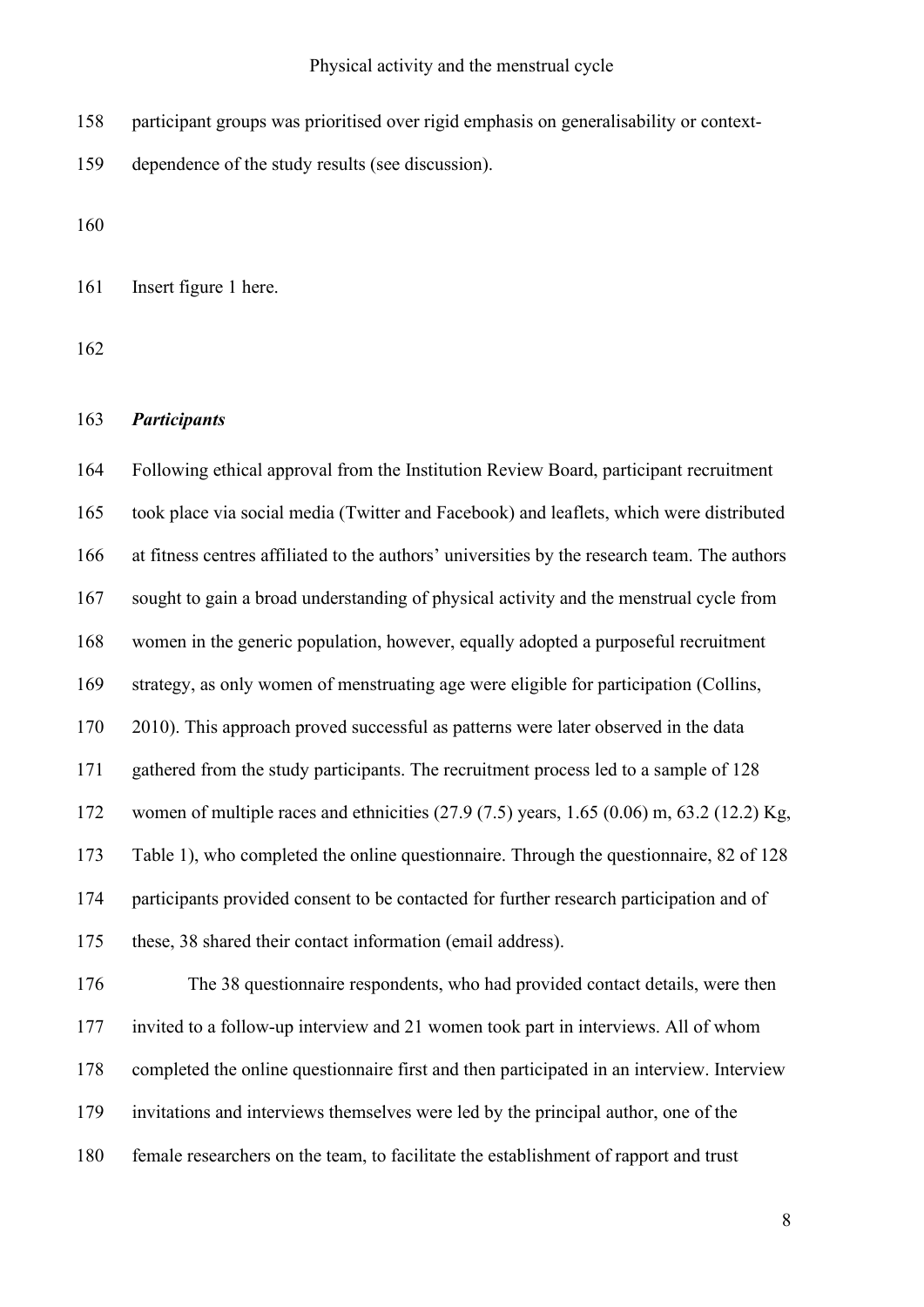participant groups was prioritised over rigid emphasis on generalisability or context-dependence of the study results (see discussion).

Insert figure 1 here.

***Participants***

Following ethical approval from the Institution Review Board, participant recruitment took place via social media (Twitter and Facebook) and leaflets, which were distributed at fitness centres affiliated to the authors' universities by the research team. The authors sought to gain a broad understanding of physical activity and the menstrual cycle from women in the generic population, however, equally adopted a purposeful recruitment strategy, as only women of menstruating age were eligible for participation (Collins, 2010). This approach proved successful as patterns were later observed in the data gathered from the study participants. The recruitment process led to a sample of 128 women of multiple races and ethnicities (27.9 (7.5) years, 1.65 (0.06) m, 63.2 (12.2) Kg, Table 1), who completed the online questionnaire. Through the questionnaire, 82 of 128 participants provided consent to be contacted for further research participation and of these, 38 shared their contact information (email address).

The 38 questionnaire respondents, who had provided contact details, were then invited to a follow-up interview and 21 women took part in interviews. All of whom completed the online questionnaire first and then participated in an interview. Interview invitations and interviews themselves were led by the principal author, one of the female researchers on the team, to facilitate the establishment of rapport and trust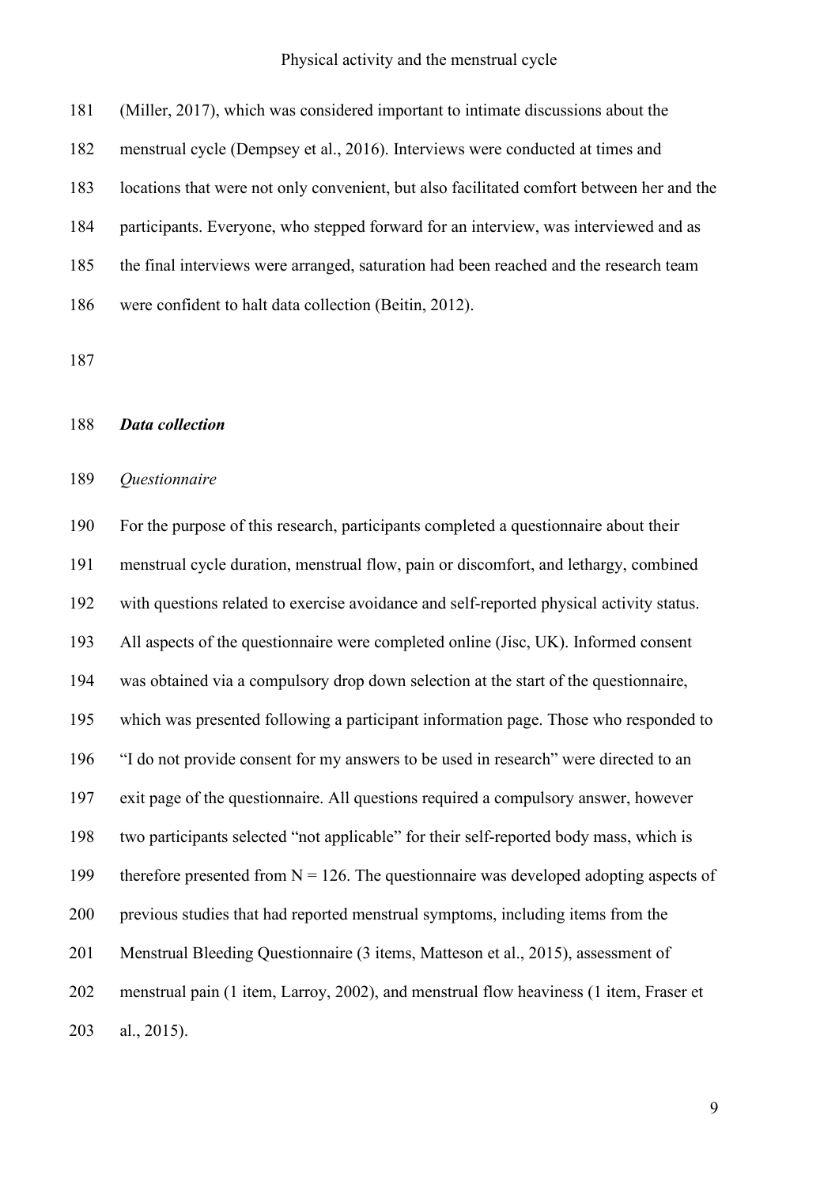(Miller, 2017), which was considered important to intimate discussions about the menstrual cycle (Dempsey et al., 2016). Interviews were conducted at times and locations that were not only convenient, but also facilitated comfort between her and the participants. Everyone, who stepped forward for an interview, was interviewed and as the final interviews were arranged, saturation had been reached and the research team were confident to halt data collection (Beitin, 2012).

### ***Data collection***

*Questionnaire*

For the purpose of this research, participants completed a questionnaire about their menstrual cycle duration, menstrual flow, pain or discomfort, and lethargy, combined with questions related to exercise avoidance and self-reported physical activity status. All aspects of the questionnaire were completed online (Jisc, UK). Informed consent was obtained via a compulsory drop down selection at the start of the questionnaire, which was presented following a participant information page. Those who responded to "I do not provide consent for my answers to be used in research" were directed to an exit page of the questionnaire. All questions required a compulsory answer, however two participants selected "not applicable" for their self-reported body mass, which is therefore presented from N = 126. The questionnaire was developed adopting aspects of previous studies that had reported menstrual symptoms, including items from the Menstrual Bleeding Questionnaire (3 items, Matteson et al., 2015), assessment of menstrual pain (1 item, Larroy, 2002), and menstrual flow heaviness (1 item, Fraser et al., 2015).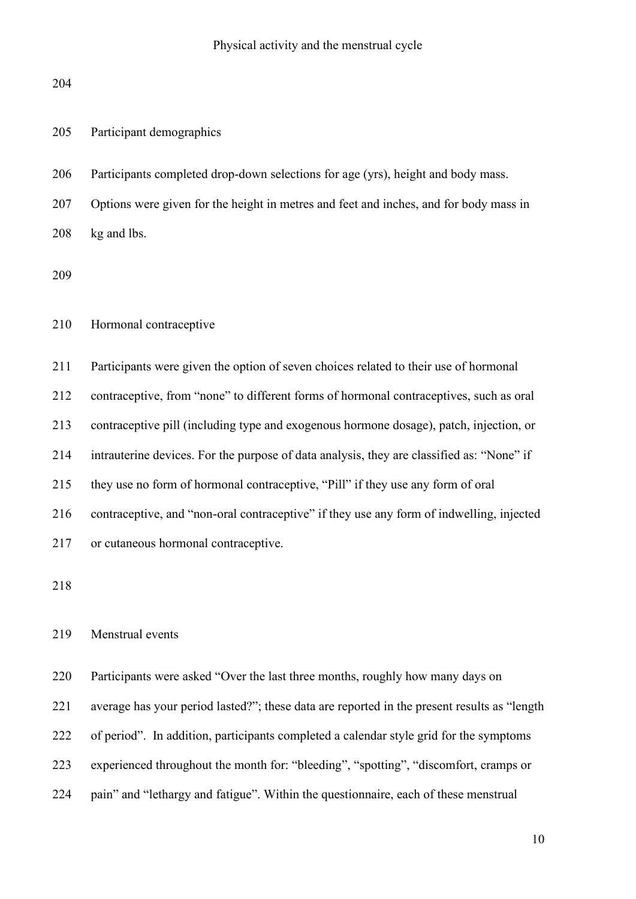## Participant demographics

Participants completed drop-down selections for age (yrs), height and body mass. Options were given for the height in metres and feet and inches, and for body mass in kg and lbs.

## Hormonal contraceptive

Participants were given the option of seven choices related to their use of hormonal contraceptive, from "none" to different forms of hormonal contraceptives, such as oral contraceptive pill (including type and exogenous hormone dosage), patch, injection, or intrauterine devices. For the purpose of data analysis, they are classified as: "None" if they use no form of hormonal contraceptive, "Pill" if they use any form of oral contraceptive, and "non-oral contraceptive" if they use any form of indwelling, injected or cutaneous hormonal contraceptive.

## Menstrual events

Participants were asked "Over the last three months, roughly how many days on average has your period lasted?"; these data are reported in the present results as "length of period". In addition, participants completed a calendar style grid for the symptoms experienced throughout the month for: "bleeding", "spotting", "discomfort, cramps or pain" and "lethargy and fatigue". Within the questionnaire, each of these menstrual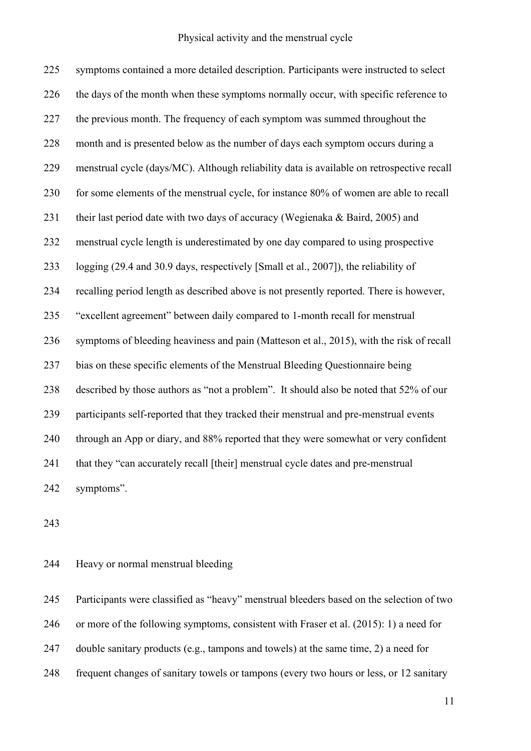symptoms contained a more detailed description. Participants were instructed to select the days of the month when these symptoms normally occur, with specific reference to the previous month. The frequency of each symptom was summed throughout the month and is presented below as the number of days each symptom occurs during a menstrual cycle (days/MC). Although reliability data is available on retrospective recall for some elements of the menstrual cycle, for instance 80% of women are able to recall their last period date with two days of accuracy (Wegienaka & Baird, 2005) and menstrual cycle length is underestimated by one day compared to using prospective logging (29.4 and 30.9 days, respectively [Small et al., 2007]), the reliability of recalling period length as described above is not presently reported. There is however, "excellent agreement" between daily compared to 1-month recall for menstrual symptoms of bleeding heaviness and pain (Matteson et al., 2015), with the risk of recall bias on these specific elements of the Menstrual Bleeding Questionnaire being described by those authors as "not a problem". It should also be noted that 52% of our participants self-reported that they tracked their menstrual and pre-menstrual events through an App or diary, and 88% reported that they were somewhat or very confident that they "can accurately recall [their] menstrual cycle dates and pre-menstrual symptoms".

### Heavy or normal menstrual bleeding

Participants were classified as "heavy" menstrual bleeders based on the selection of two or more of the following symptoms, consistent with Fraser et al. (2015): 1) a need for double sanitary products (e.g., tampons and towels) at the same time, 2) a need for frequent changes of sanitary towels or tampons (every two hours or less, or 12 sanitary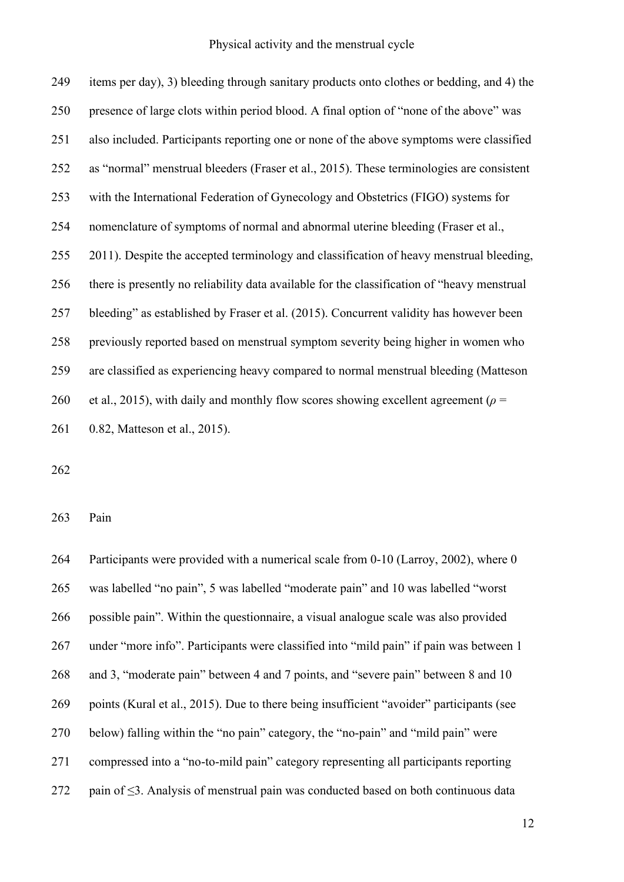items per day), 3) bleeding through sanitary products onto clothes or bedding, and 4) the presence of large clots within period blood. A final option of "none of the above" was also included. Participants reporting one or none of the above symptoms were classified as "normal" menstrual bleeders (Fraser et al., 2015). These terminologies are consistent with the International Federation of Gynecology and Obstetrics (FIGO) systems for nomenclature of symptoms of normal and abnormal uterine bleeding (Fraser et al., 2011). Despite the accepted terminology and classification of heavy menstrual bleeding, there is presently no reliability data available for the classification of "heavy menstrual bleeding" as established by Fraser et al. (2015). Concurrent validity has however been previously reported based on menstrual symptom severity being higher in women who are classified as experiencing heavy compared to normal menstrual bleeding (Matteson et al., 2015), with daily and monthly flow scores showing excellent agreement ($\rho$ = 0.82, Matteson et al., 2015).

Pain

Participants were provided with a numerical scale from 0-10 (Larroy, 2002), where 0 was labelled "no pain", 5 was labelled "moderate pain" and 10 was labelled "worst possible pain". Within the questionnaire, a visual analogue scale was also provided under "more info". Participants were classified into "mild pain" if pain was between 1 and 3, "moderate pain" between 4 and 7 points, and "severe pain" between 8 and 10 points (Kural et al., 2015). Due to there being insufficient "avoider" participants (see below) falling within the "no pain" category, the "no-pain" and "mild pain" were compressed into a "no-to-mild pain" category representing all participants reporting pain of $\leq$3. Analysis of menstrual pain was conducted based on both continuous data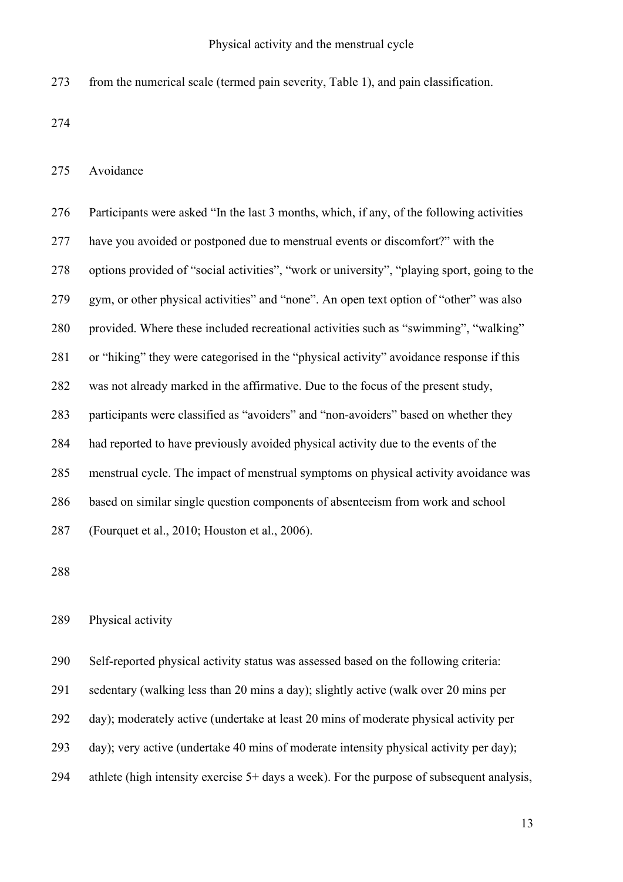from the numerical scale (termed pain severity, Table 1), and pain classification.

## Avoidance

Participants were asked "In the last 3 months, which, if any, of the following activities have you avoided or postponed due to menstrual events or discomfort?" with the options provided of "social activities", "work or university", "playing sport, going to the gym, or other physical activities" and "none". An open text option of "other" was also provided. Where these included recreational activities such as "swimming", "walking" or "hiking" they were categorised in the "physical activity" avoidance response if this was not already marked in the affirmative. Due to the focus of the present study, participants were classified as "avoiders" and "non-avoiders" based on whether they had reported to have previously avoided physical activity due to the events of the menstrual cycle. The impact of menstrual symptoms on physical activity avoidance was based on similar single question components of absenteeism from work and school (Fourquet et al., 2010; Houston et al., 2006).

## Physical activity

Self-reported physical activity status was assessed based on the following criteria: sedentary (walking less than 20 mins a day); slightly active (walk over 20 mins per day); moderately active (undertake at least 20 mins of moderate physical activity per day); very active (undertake 40 mins of moderate intensity physical activity per day); athlete (high intensity exercise 5+ days a week). For the purpose of subsequent analysis,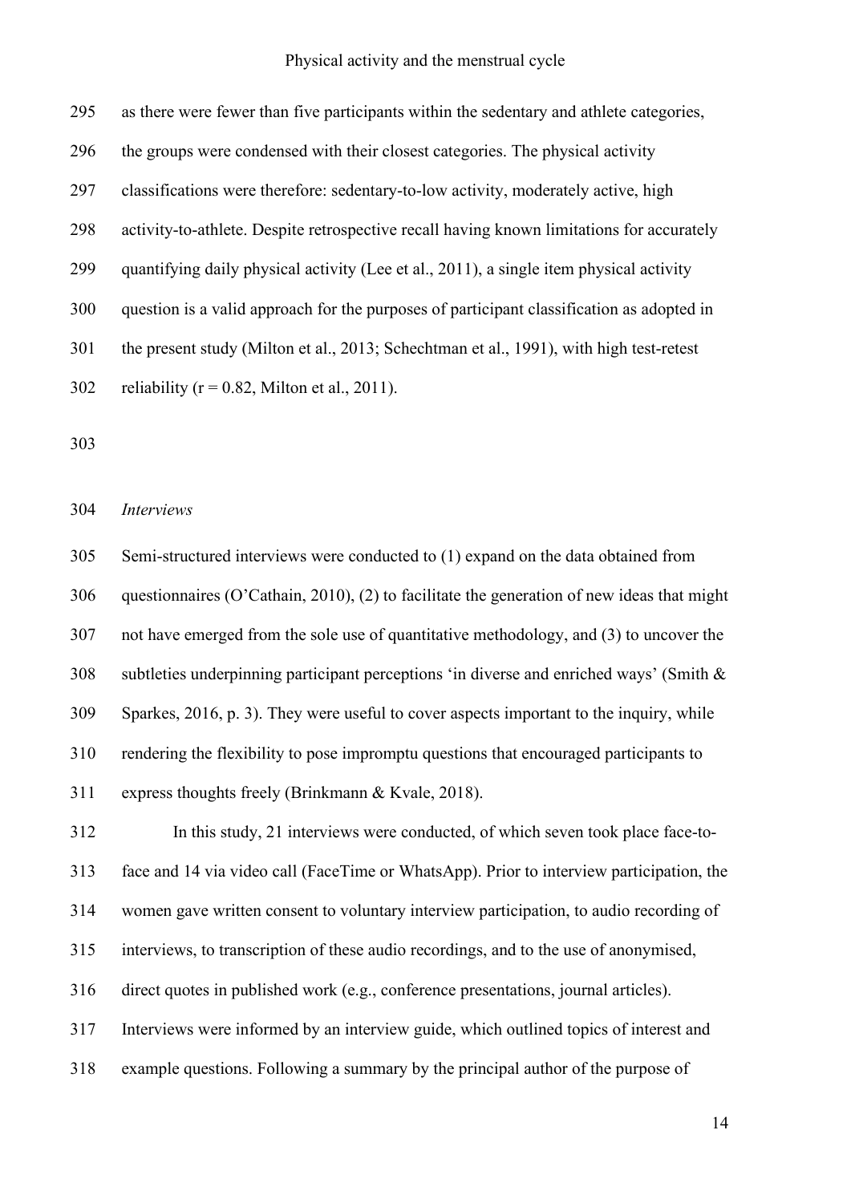as there were fewer than five participants within the sedentary and athlete categories, the groups were condensed with their closest categories. The physical activity classifications were therefore: sedentary-to-low activity, moderately active, high activity-to-athlete. Despite retrospective recall having known limitations for accurately quantifying daily physical activity (Lee et al., 2011), a single item physical activity question is a valid approach for the purposes of participant classification as adopted in the present study (Milton et al., 2013; Schechtman et al., 1991), with high test-retest reliability ($r = 0.82$, Milton et al., 2011).

*Interviews*

Semi-structured interviews were conducted to (1) expand on the data obtained from questionnaires (O'Cathain, 2010), (2) to facilitate the generation of new ideas that might not have emerged from the sole use of quantitative methodology, and (3) to uncover the subtleties underpinning participant perceptions 'in diverse and enriched ways' (Smith & Sparkes, 2016, p. 3). They were useful to cover aspects important to the inquiry, while rendering the flexibility to pose impromptu questions that encouraged participants to express thoughts freely (Brinkmann & Kvale, 2018).

In this study, 21 interviews were conducted, of which seven took place face-to-face and 14 via video call (FaceTime or WhatsApp). Prior to interview participation, the women gave written consent to voluntary interview participation, to audio recording of interviews, to transcription of these audio recordings, and to the use of anonymised, direct quotes in published work (e.g., conference presentations, journal articles). Interviews were informed by an interview guide, which outlined topics of interest and example questions. Following a summary by the principal author of the purpose of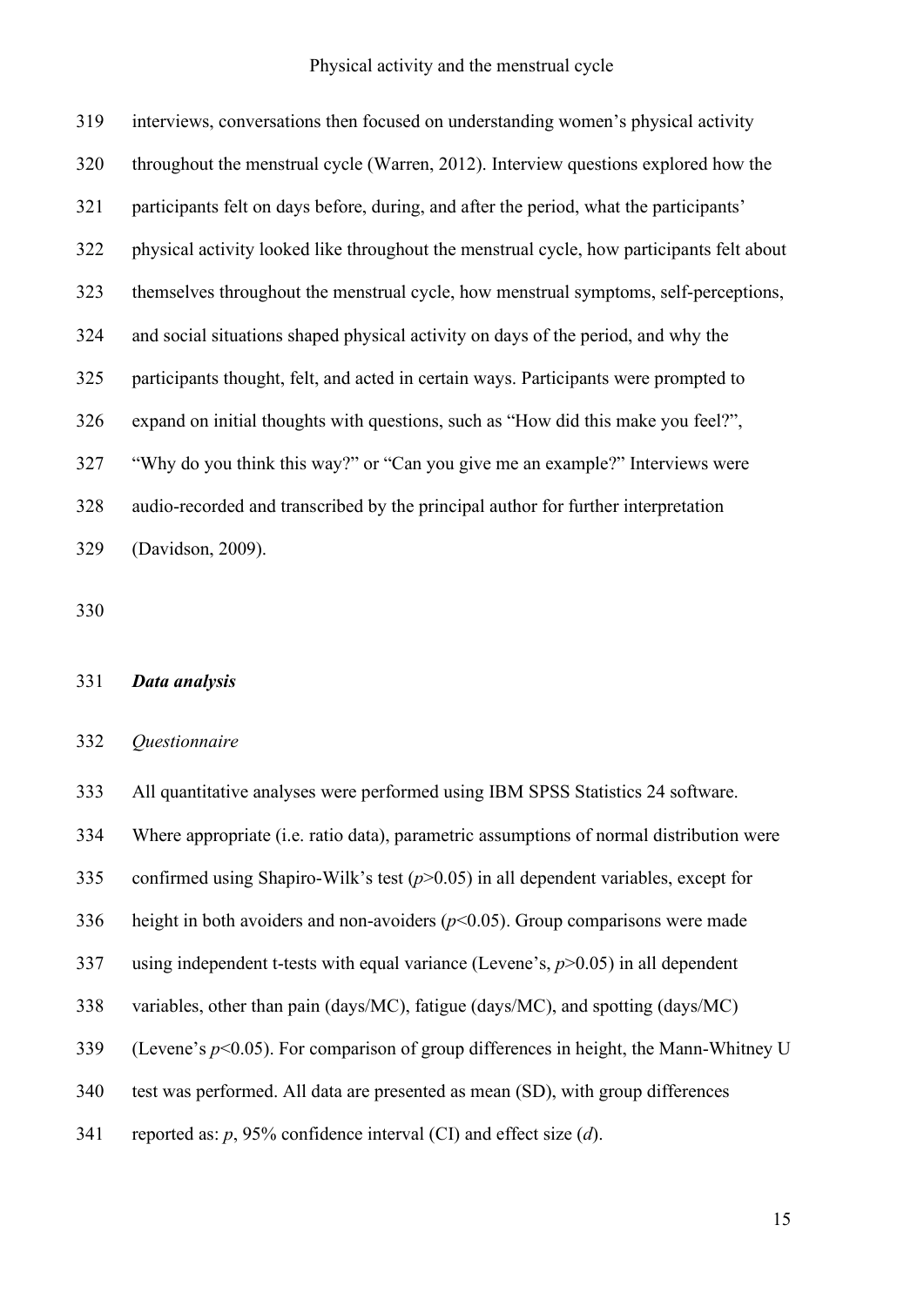interviews, conversations then focused on understanding women's physical activity throughout the menstrual cycle (Warren, 2012). Interview questions explored how the participants felt on days before, during, and after the period, what the participants' physical activity looked like throughout the menstrual cycle, how participants felt about themselves throughout the menstrual cycle, how menstrual symptoms, self-perceptions, and social situations shaped physical activity on days of the period, and why the participants thought, felt, and acted in certain ways. Participants were prompted to expand on initial thoughts with questions, such as "How did this make you feel?", "Why do you think this way?" or "Can you give me an example?" Interviews were audio-recorded and transcribed by the principal author for further interpretation (Davidson, 2009).

### ***Data analysis***

#### *Questionnaire*

All quantitative analyses were performed using IBM SPSS Statistics 24 software. Where appropriate (i.e. ratio data), parametric assumptions of normal distribution were confirmed using Shapiro-Wilk's test ($p$>0.05) in all dependent variables, except for height in both avoiders and non-avoiders ($p$<0.05). Group comparisons were made using independent t-tests with equal variance (Levene's, $p$>0.05) in all dependent variables, other than pain (days/MC), fatigue (days/MC), and spotting (days/MC) (Levene's $p$<0.05). For comparison of group differences in height, the Mann-Whitney U test was performed. All data are presented as mean (SD), with group differences reported as: $p$, 95% confidence interval (CI) and effect size ($d$).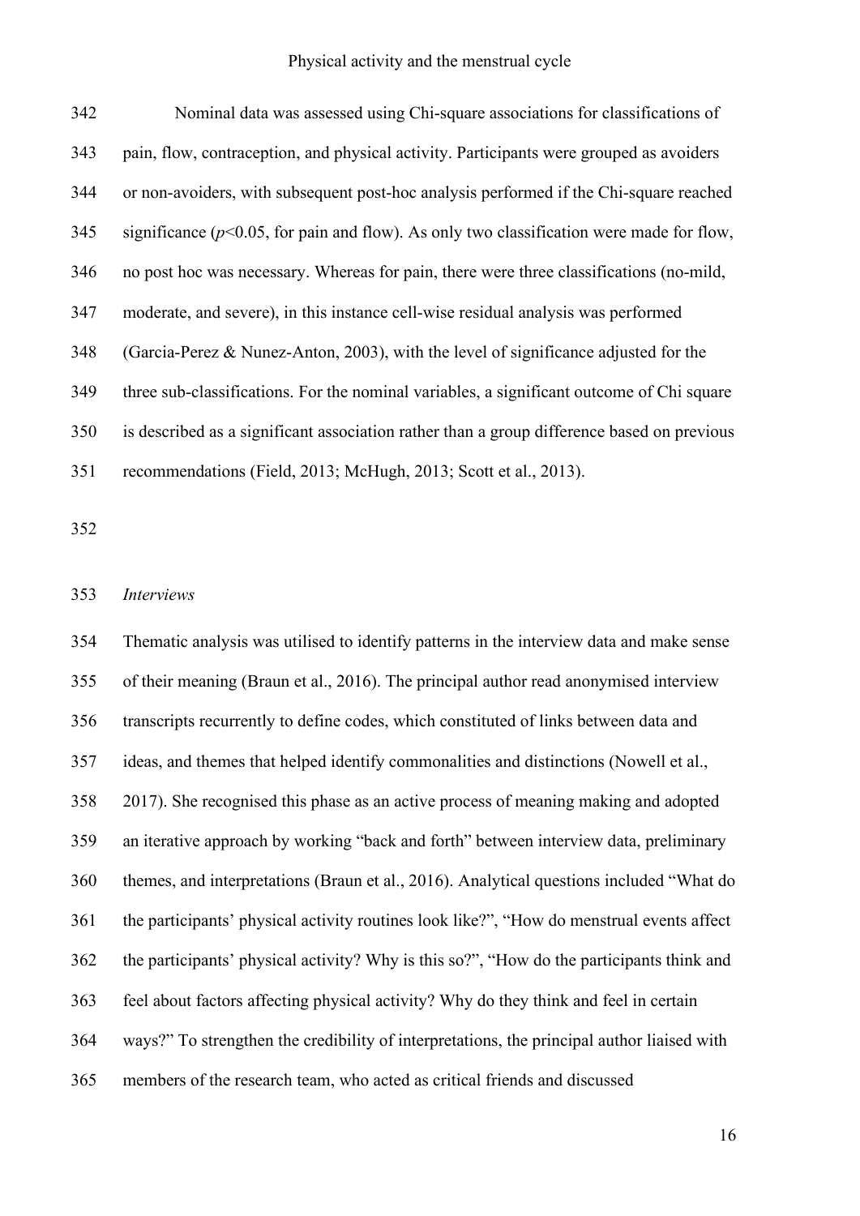Nominal data was assessed using Chi-square associations for classifications of pain, flow, contraception, and physical activity. Participants were grouped as avoiders or non-avoiders, with subsequent post-hoc analysis performed if the Chi-square reached significance ($p$<0.05, for pain and flow). As only two classification were made for flow, no post hoc was necessary. Whereas for pain, there were three classifications (no-mild, moderate, and severe), in this instance cell-wise residual analysis was performed (Garcia-Perez & Nunez-Anton, 2003), with the level of significance adjusted for the three sub-classifications. For the nominal variables, a significant outcome of Chi square is described as a significant association rather than a group difference based on previous recommendations (Field, 2013; McHugh, 2013; Scott et al., 2013).

*Interviews*

Thematic analysis was utilised to identify patterns in the interview data and make sense of their meaning (Braun et al., 2016). The principal author read anonymised interview transcripts recurrently to define codes, which constituted of links between data and ideas, and themes that helped identify commonalities and distinctions (Nowell et al., 2017). She recognised this phase as an active process of meaning making and adopted an iterative approach by working "back and forth" between interview data, preliminary themes, and interpretations (Braun et al., 2016). Analytical questions included "What do the participants' physical activity routines look like?", "How do menstrual events affect the participants' physical activity? Why is this so?", "How do the participants think and feel about factors affecting physical activity? Why do they think and feel in certain ways?" To strengthen the credibility of interpretations, the principal author liaised with members of the research team, who acted as critical friends and discussed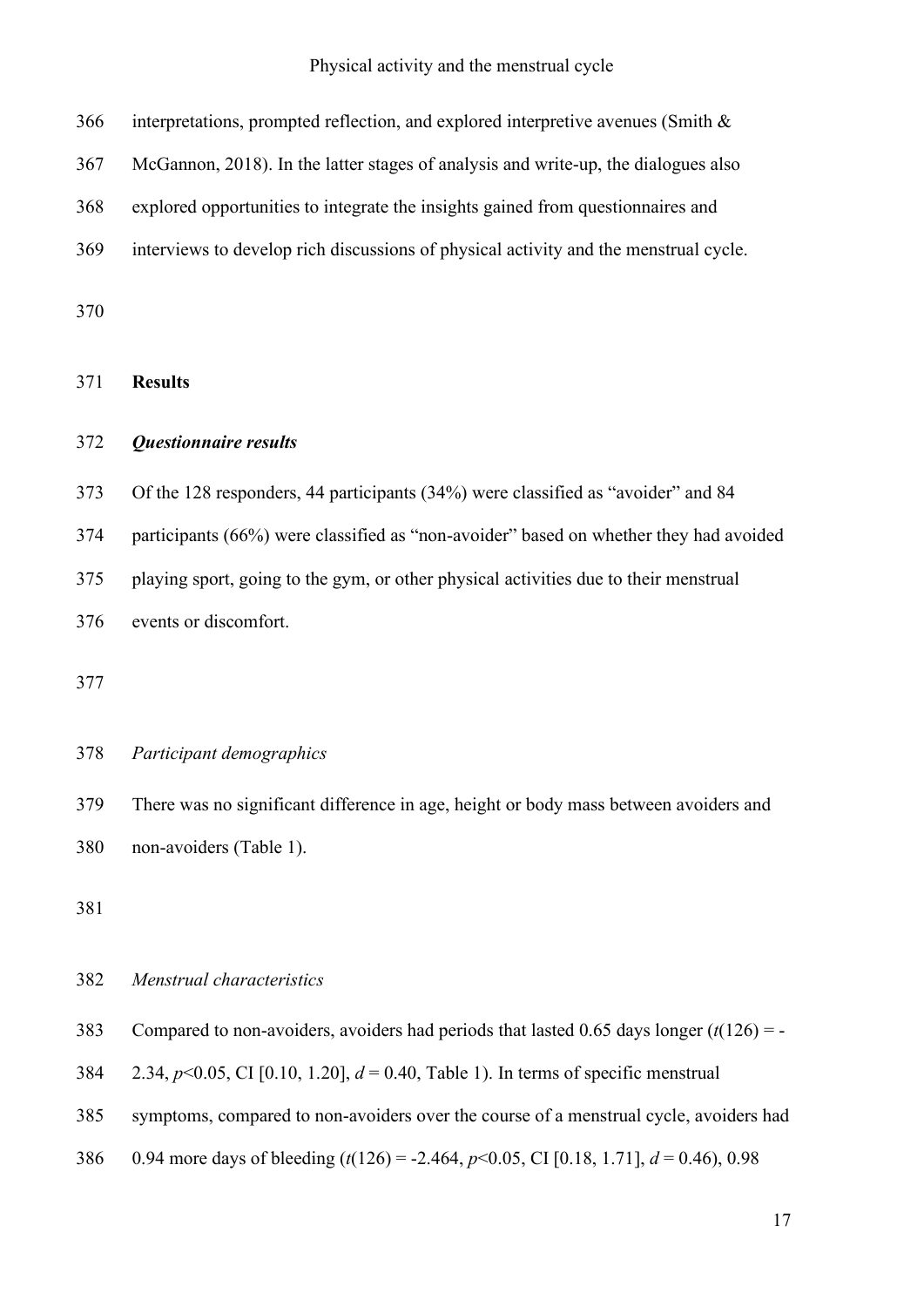interpretations, prompted reflection, and explored interpretive avenues (Smith & McGannon, 2018). In the latter stages of analysis and write-up, the dialogues also explored opportunities to integrate the insights gained from questionnaires and interviews to develop rich discussions of physical activity and the menstrual cycle.

## Results

### *Questionnaire results*

Of the 128 responders, 44 participants (34%) were classified as "avoider" and 84 participants (66%) were classified as "non-avoider" based on whether they had avoided playing sport, going to the gym, or other physical activities due to their menstrual events or discomfort.

*Participant demographics*

There was no significant difference in age, height or body mass between avoiders and non-avoiders (Table 1).

*Menstrual characteristics*

Compared to non-avoiders, avoiders had periods that lasted 0.65 days longer ($t(126) = -2.34$, $p<0.05$, CI [0.10, 1.20], $d = 0.40$, Table 1). In terms of specific menstrual symptoms, compared to non-avoiders over the course of a menstrual cycle, avoiders had 0.94 more days of bleeding ($t(126) = -2.464$, $p<0.05$, CI [0.18, 1.71], $d = 0.46$), 0.98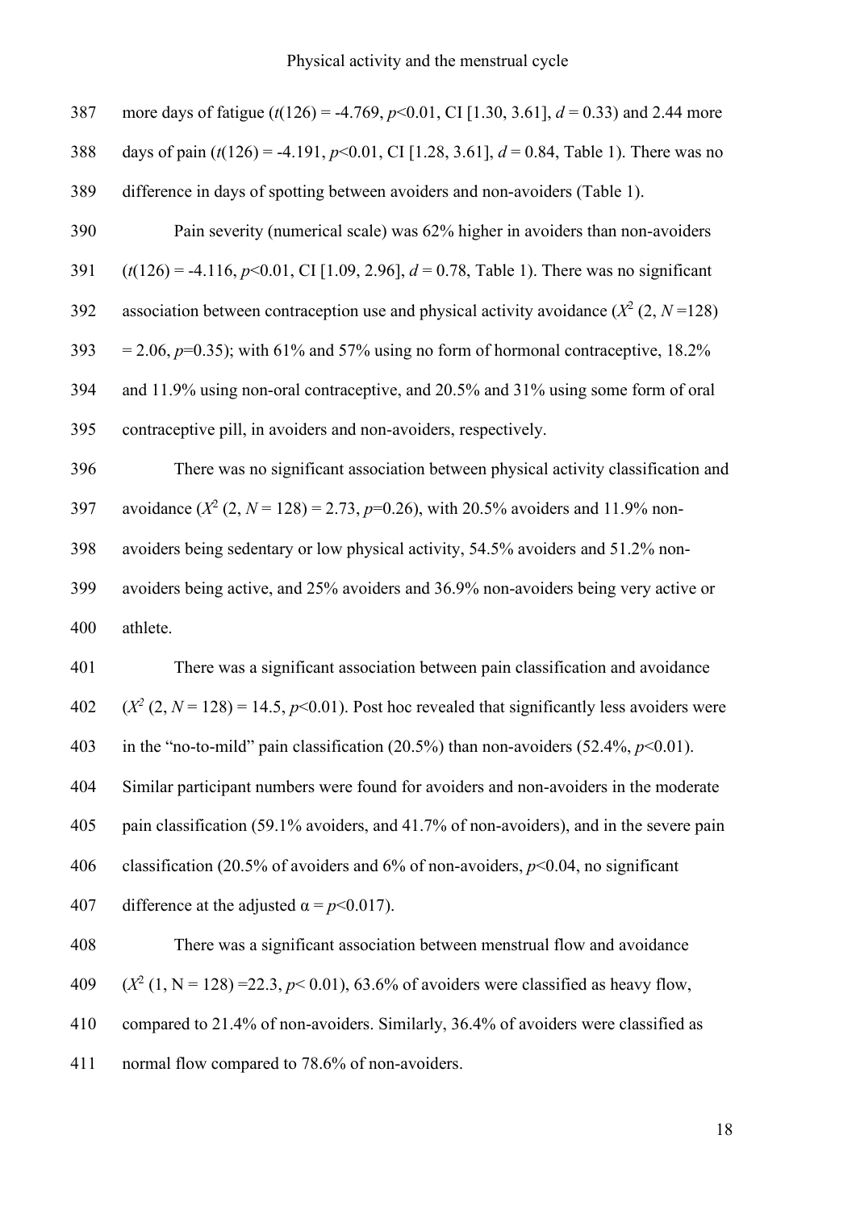more days of fatigue ($t(126) = -4.769$, $p<0.01$, CI [1.30, 3.61], $d = 0.33$) and 2.44 more days of pain ($t(126) = -4.191$, $p<0.01$, CI [1.28, 3.61], $d = 0.84$, Table 1). There was no difference in days of spotting between avoiders and non-avoiders (Table 1).

Pain severity (numerical scale) was 62% higher in avoiders than non-avoiders ($t(126) = -4.116$, $p<0.01$, CI [1.09, 2.96], $d = 0.78$, Table 1). There was no significant association between contraception use and physical activity avoidance ($X^2$ (2, $N$ =128) = 2.06, $p$=0.35); with 61% and 57% using no form of hormonal contraceptive, 18.2% and 11.9% using non-oral contraceptive, and 20.5% and 31% using some form of oral contraceptive pill, in avoiders and non-avoiders, respectively.

There was no significant association between physical activity classification and avoidance ($X^2$ (2, $N$ = 128) = 2.73, $p$=0.26), with 20.5% avoiders and 11.9% non-avoiders being sedentary or low physical activity, 54.5% avoiders and 51.2% non-avoiders being active, and 25% avoiders and 36.9% non-avoiders being very active or athlete.

There was a significant association between pain classification and avoidance ($X^2$ (2, $N$ = 128) = 14.5, $p<0.01$). Post hoc revealed that significantly less avoiders were in the "no-to-mild" pain classification (20.5%) than non-avoiders (52.4%, $p<0.01$). Similar participant numbers were found for avoiders and non-avoiders in the moderate pain classification (59.1% avoiders, and 41.7% of non-avoiders), and in the severe pain classification (20.5% of avoiders and 6% of non-avoiders, $p<0.04$, no significant difference at the adjusted $\alpha = p<0.017$).

There was a significant association between menstrual flow and avoidance ($X^2$ (1, N = 128) =22.3, $p< 0.01$), 63.6% of avoiders were classified as heavy flow, compared to 21.4% of non-avoiders. Similarly, 36.4% of avoiders were classified as normal flow compared to 78.6% of non-avoiders.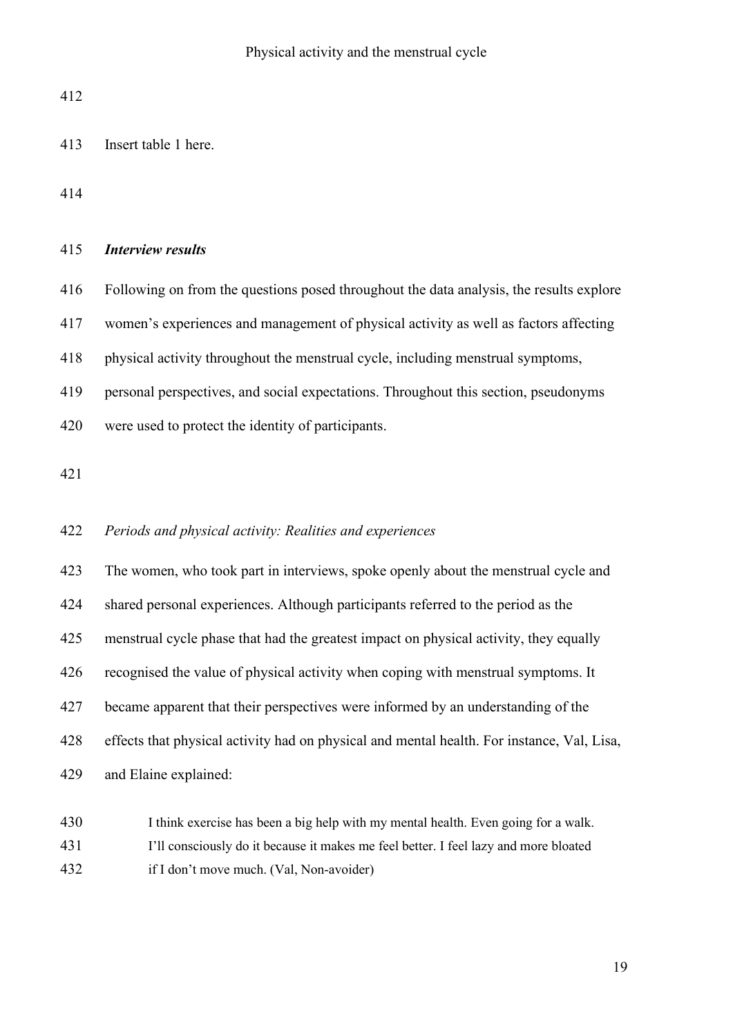Insert table 1 here.

### *Interview results*

Following on from the questions posed throughout the data analysis, the results explore women's experiences and management of physical activity as well as factors affecting physical activity throughout the menstrual cycle, including menstrual symptoms, personal perspectives, and social expectations. Throughout this section, pseudonyms were used to protect the identity of participants.

#### *Periods and physical activity: Realities and experiences*

The women, who took part in interviews, spoke openly about the menstrual cycle and shared personal experiences. Although participants referred to the period as the menstrual cycle phase that had the greatest impact on physical activity, they equally recognised the value of physical activity when coping with menstrual symptoms. It became apparent that their perspectives were informed by an understanding of the effects that physical activity had on physical and mental health. For instance, Val, Lisa, and Elaine explained:

> I think exercise has been a big help with my mental health. Even going for a walk. I'll consciously do it because it makes me feel better. I feel lazy and more bloated if I don't move much. (Val, Non-avoider)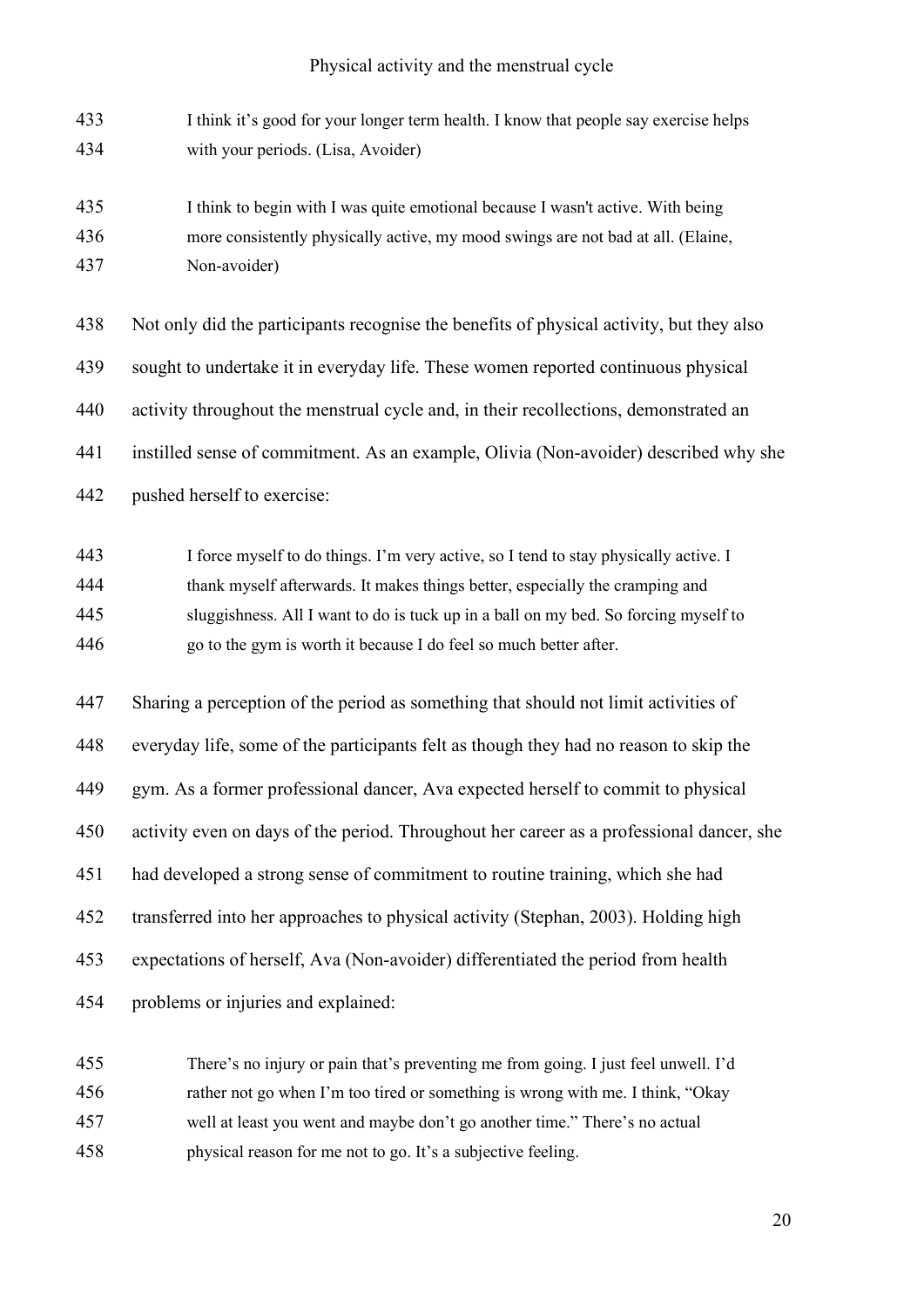> I think it's good for your longer term health. I know that people say exercise helps with your periods. (Lisa, Avoider)

> I think to begin with I was quite emotional because I wasn't active. With being more consistently physically active, my mood swings are not bad at all. (Elaine, Non-avoider)

Not only did the participants recognise the benefits of physical activity, but they also sought to undertake it in everyday life. These women reported continuous physical activity throughout the menstrual cycle and, in their recollections, demonstrated an instilled sense of commitment. As an example, Olivia (Non-avoider) described why she pushed herself to exercise:

> I force myself to do things. I'm very active, so I tend to stay physically active. I thank myself afterwards. It makes things better, especially the cramping and sluggishness. All I want to do is tuck up in a ball on my bed. So forcing myself to go to the gym is worth it because I do feel so much better after.

Sharing a perception of the period as something that should not limit activities of everyday life, some of the participants felt as though they had no reason to skip the gym. As a former professional dancer, Ava expected herself to commit to physical activity even on days of the period. Throughout her career as a professional dancer, she had developed a strong sense of commitment to routine training, which she had transferred into her approaches to physical activity (Stephan, 2003). Holding high expectations of herself, Ava (Non-avoider) differentiated the period from health problems or injuries and explained:

> There's no injury or pain that's preventing me from going. I just feel unwell. I'd rather not go when I'm too tired or something is wrong with me. I think, "Okay well at least you went and maybe don't go another time." There's no actual physical reason for me not to go. It's a subjective feeling.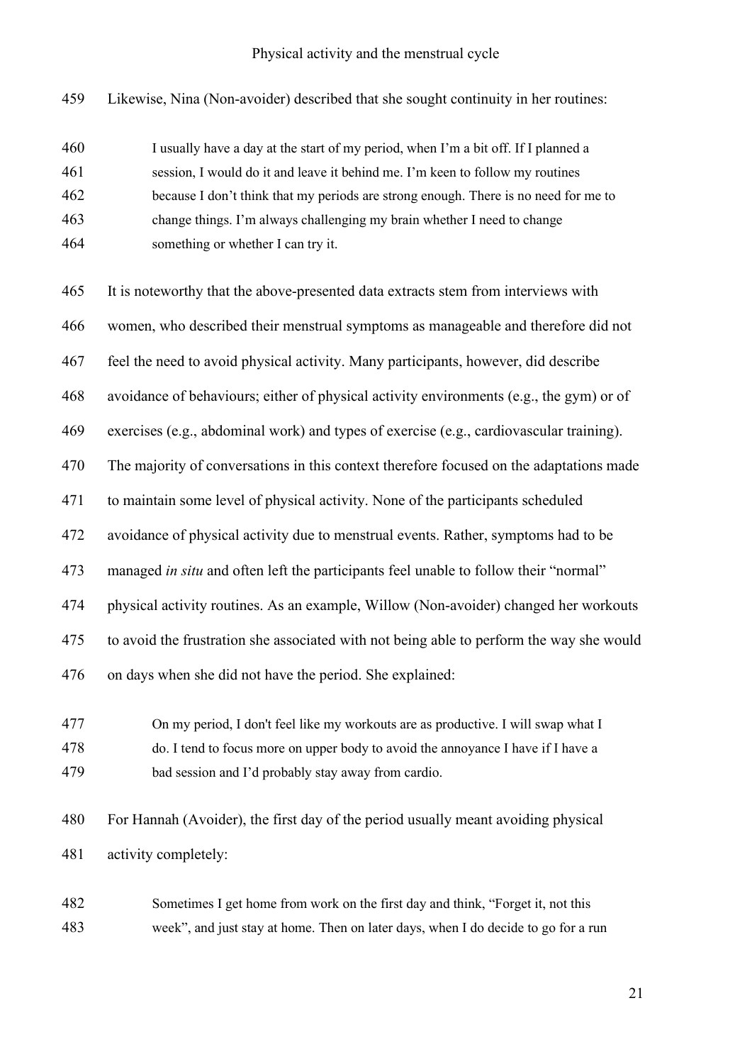Likewise, Nina (Non-avoider) described that she sought continuity in her routines:

> I usually have a day at the start of my period, when I'm a bit off. If I planned a session, I would do it and leave it behind me. I'm keen to follow my routines because I don't think that my periods are strong enough. There is no need for me to change things. I'm always challenging my brain whether I need to change something or whether I can try it.

It is noteworthy that the above-presented data extracts stem from interviews with women, who described their menstrual symptoms as manageable and therefore did not feel the need to avoid physical activity. Many participants, however, did describe avoidance of behaviours; either of physical activity environments (e.g., the gym) or of exercises (e.g., abdominal work) and types of exercise (e.g., cardiovascular training). The majority of conversations in this context therefore focused on the adaptations made to maintain some level of physical activity. None of the participants scheduled avoidance of physical activity due to menstrual events. Rather, symptoms had to be managed *in situ* and often left the participants feel unable to follow their "normal" physical activity routines. As an example, Willow (Non-avoider) changed her workouts to avoid the frustration she associated with not being able to perform the way she would on days when she did not have the period. She explained:

> On my period, I don't feel like my workouts are as productive. I will swap what I do. I tend to focus more on upper body to avoid the annoyance I have if I have a bad session and I'd probably stay away from cardio.

For Hannah (Avoider), the first day of the period usually meant avoiding physical activity completely:

> Sometimes I get home from work on the first day and think, "Forget it, not this week", and just stay at home. Then on later days, when I do decide to go for a run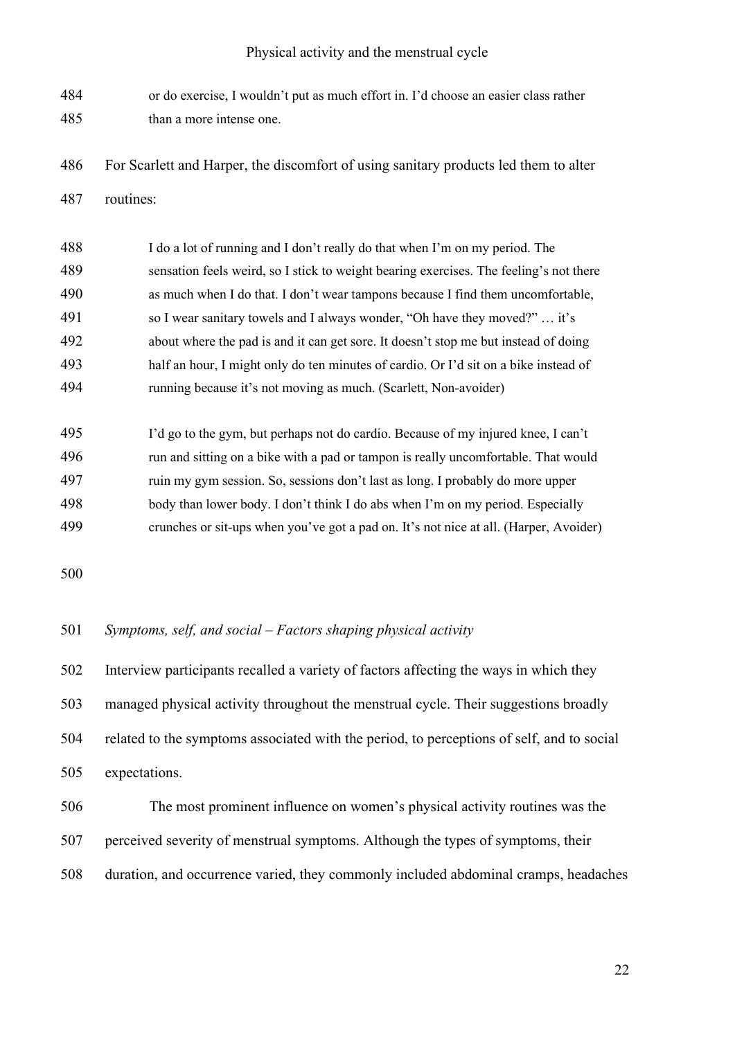or do exercise, I wouldn't put as much effort in. I'd choose an easier class rather than a more intense one.

For Scarlett and Harper, the discomfort of using sanitary products led them to alter routines:

> I do a lot of running and I don't really do that when I'm on my period. The sensation feels weird, so I stick to weight bearing exercises. The feeling's not there as much when I do that. I don't wear tampons because I find them uncomfortable, so I wear sanitary towels and I always wonder, "Oh have they moved?" … it's about where the pad is and it can get sore. It doesn't stop me but instead of doing half an hour, I might only do ten minutes of cardio. Or I'd sit on a bike instead of running because it's not moving as much. (Scarlett, Non-avoider)

> I'd go to the gym, but perhaps not do cardio. Because of my injured knee, I can't run and sitting on a bike with a pad or tampon is really uncomfortable. That would ruin my gym session. So, sessions don't last as long. I probably do more upper body than lower body. I don't think I do abs when I'm on my period. Especially crunches or sit-ups when you've got a pad on. It's not nice at all. (Harper, Avoider)

*Symptoms, self, and social – Factors shaping physical activity*

Interview participants recalled a variety of factors affecting the ways in which they managed physical activity throughout the menstrual cycle. Their suggestions broadly related to the symptoms associated with the period, to perceptions of self, and to social expectations.

The most prominent influence on women's physical activity routines was the perceived severity of menstrual symptoms. Although the types of symptoms, their duration, and occurrence varied, they commonly included abdominal cramps, headaches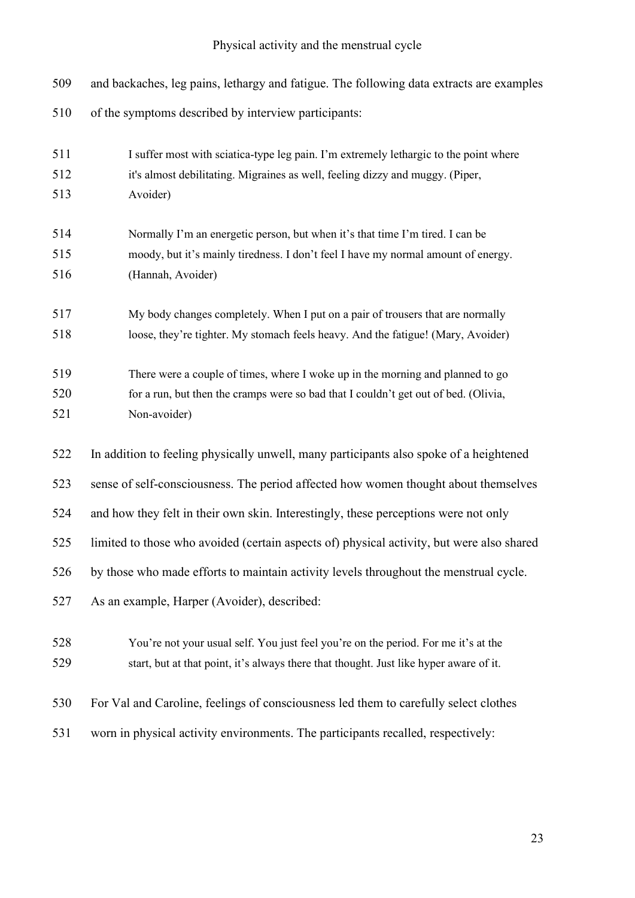and backaches, leg pains, lethargy and fatigue. The following data extracts are examples of the symptoms described by interview participants:

> I suffer most with sciatica-type leg pain. I'm extremely lethargic to the point where it's almost debilitating. Migraines as well, feeling dizzy and muggy. (Piper, Avoider)

> Normally I'm an energetic person, but when it's that time I'm tired. I can be moody, but it's mainly tiredness. I don't feel I have my normal amount of energy. (Hannah, Avoider)

> My body changes completely. When I put on a pair of trousers that are normally loose, they're tighter. My stomach feels heavy. And the fatigue! (Mary, Avoider)

> There were a couple of times, where I woke up in the morning and planned to go for a run, but then the cramps were so bad that I couldn't get out of bed. (Olivia, Non-avoider)

In addition to feeling physically unwell, many participants also spoke of a heightened sense of self-consciousness. The period affected how women thought about themselves and how they felt in their own skin. Interestingly, these perceptions were not only limited to those who avoided (certain aspects of) physical activity, but were also shared by those who made efforts to maintain activity levels throughout the menstrual cycle. As an example, Harper (Avoider), described:

> You're not your usual self. You just feel you're on the period. For me it's at the start, but at that point, it's always there that thought. Just like hyper aware of it.

For Val and Caroline, feelings of consciousness led them to carefully select clothes worn in physical activity environments. The participants recalled, respectively: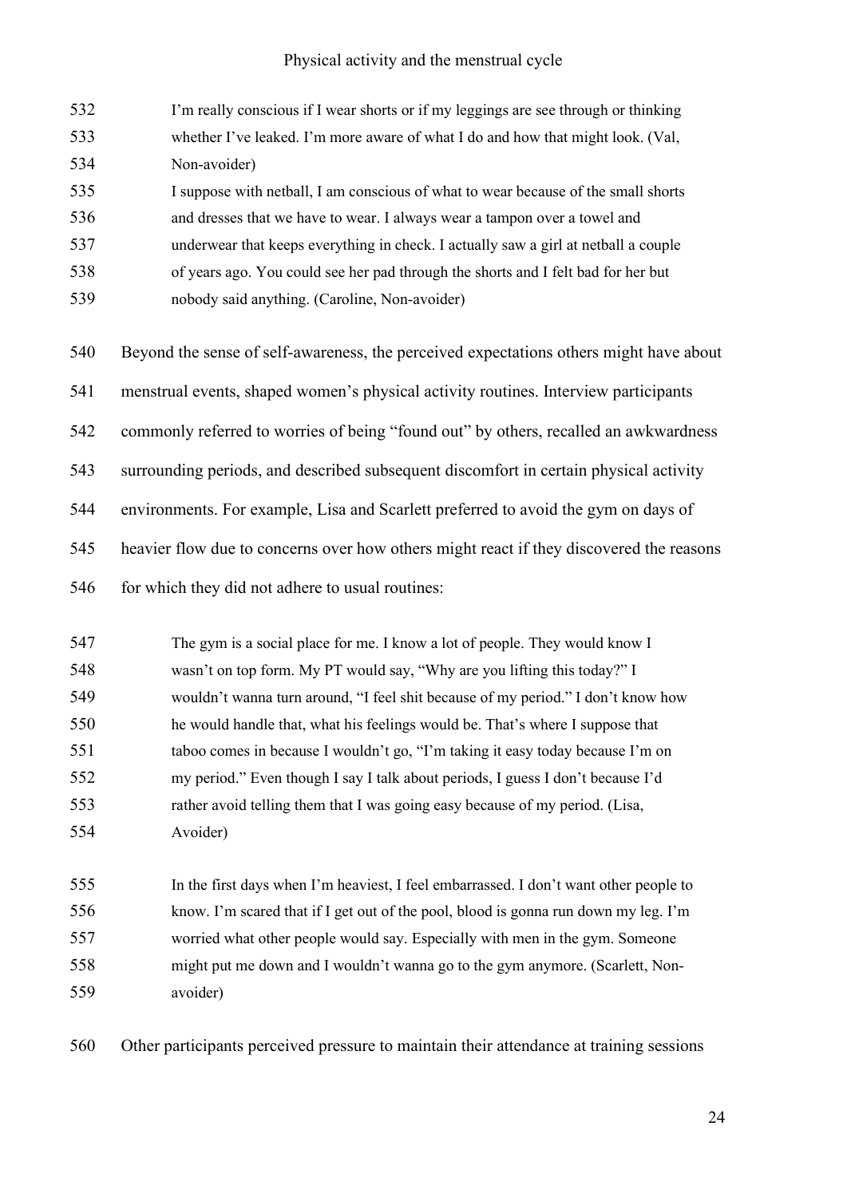> I'm really conscious if I wear shorts or if my leggings are see through or thinking whether I've leaked. I'm more aware of what I do and how that might look. (Val, Non-avoider)

> I suppose with netball, I am conscious of what to wear because of the small shorts and dresses that we have to wear. I always wear a tampon over a towel and underwear that keeps everything in check. I actually saw a girl at netball a couple of years ago. You could see her pad through the shorts and I felt bad for her but nobody said anything. (Caroline, Non-avoider)

Beyond the sense of self-awareness, the perceived expectations others might have about menstrual events, shaped women's physical activity routines. Interview participants commonly referred to worries of being "found out" by others, recalled an awkwardness surrounding periods, and described subsequent discomfort in certain physical activity environments. For example, Lisa and Scarlett preferred to avoid the gym on days of heavier flow due to concerns over how others might react if they discovered the reasons for which they did not adhere to usual routines:

> The gym is a social place for me. I know a lot of people. They would know I wasn't on top form. My PT would say, "Why are you lifting this today?" I wouldn't wanna turn around, "I feel shit because of my period." I don't know how he would handle that, what his feelings would be. That's where I suppose that taboo comes in because I wouldn't go, "I'm taking it easy today because I'm on my period." Even though I say I talk about periods, I guess I don't because I'd rather avoid telling them that I was going easy because of my period. (Lisa, Avoider)

> In the first days when I'm heaviest, I feel embarrassed. I don't want other people to know. I'm scared that if I get out of the pool, blood is gonna run down my leg. I'm worried what other people would say. Especially with men in the gym. Someone might put me down and I wouldn't wanna go to the gym anymore. (Scarlett, Non-avoider)

Other participants perceived pressure to maintain their attendance at training sessions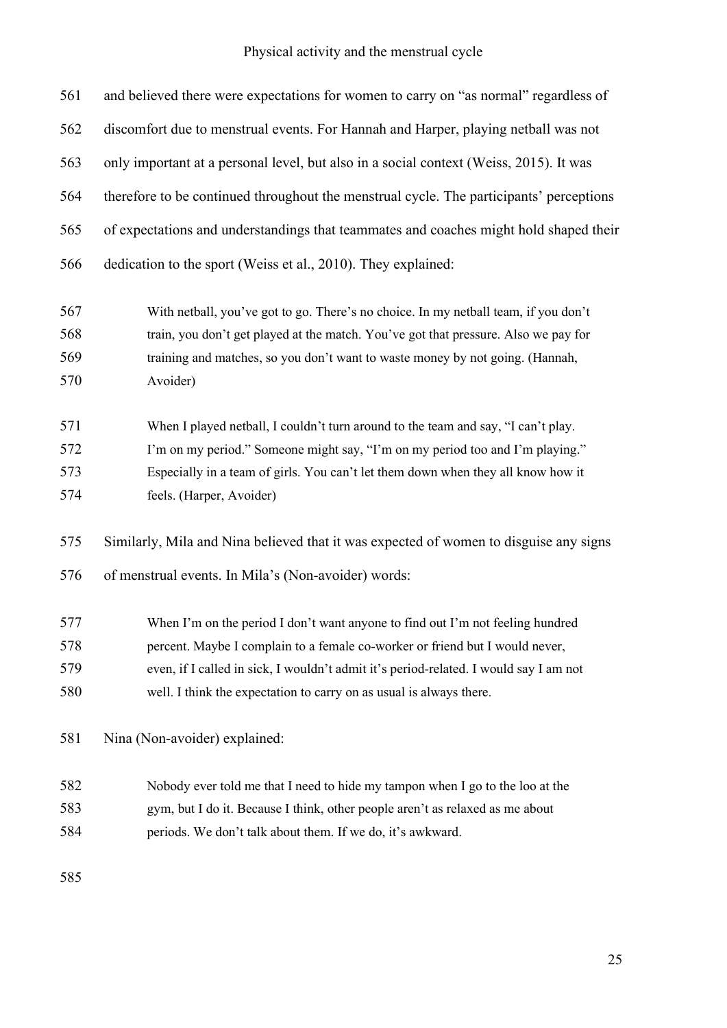and believed there were expectations for women to carry on "as normal" regardless of discomfort due to menstrual events. For Hannah and Harper, playing netball was not only important at a personal level, but also in a social context (Weiss, 2015). It was therefore to be continued throughout the menstrual cycle. The participants' perceptions of expectations and understandings that teammates and coaches might hold shaped their dedication to the sport (Weiss et al., 2010). They explained:

> With netball, you've got to go. There's no choice. In my netball team, if you don't train, you don't get played at the match. You've got that pressure. Also we pay for training and matches, so you don't want to waste money by not going. (Hannah, Avoider)

> When I played netball, I couldn't turn around to the team and say, "I can't play. I'm on my period." Someone might say, "I'm on my period too and I'm playing." Especially in a team of girls. You can't let them down when they all know how it feels. (Harper, Avoider)

Similarly, Mila and Nina believed that it was expected of women to disguise any signs of menstrual events. In Mila's (Non-avoider) words:

> When I'm on the period I don't want anyone to find out I'm not feeling hundred percent. Maybe I complain to a female co-worker or friend but I would never, even, if I called in sick, I wouldn't admit it's period-related. I would say I am not well. I think the expectation to carry on as usual is always there.

Nina (Non-avoider) explained:

> Nobody ever told me that I need to hide my tampon when I go to the loo at the gym, but I do it. Because I think, other people aren't as relaxed as me about periods. We don't talk about them. If we do, it's awkward.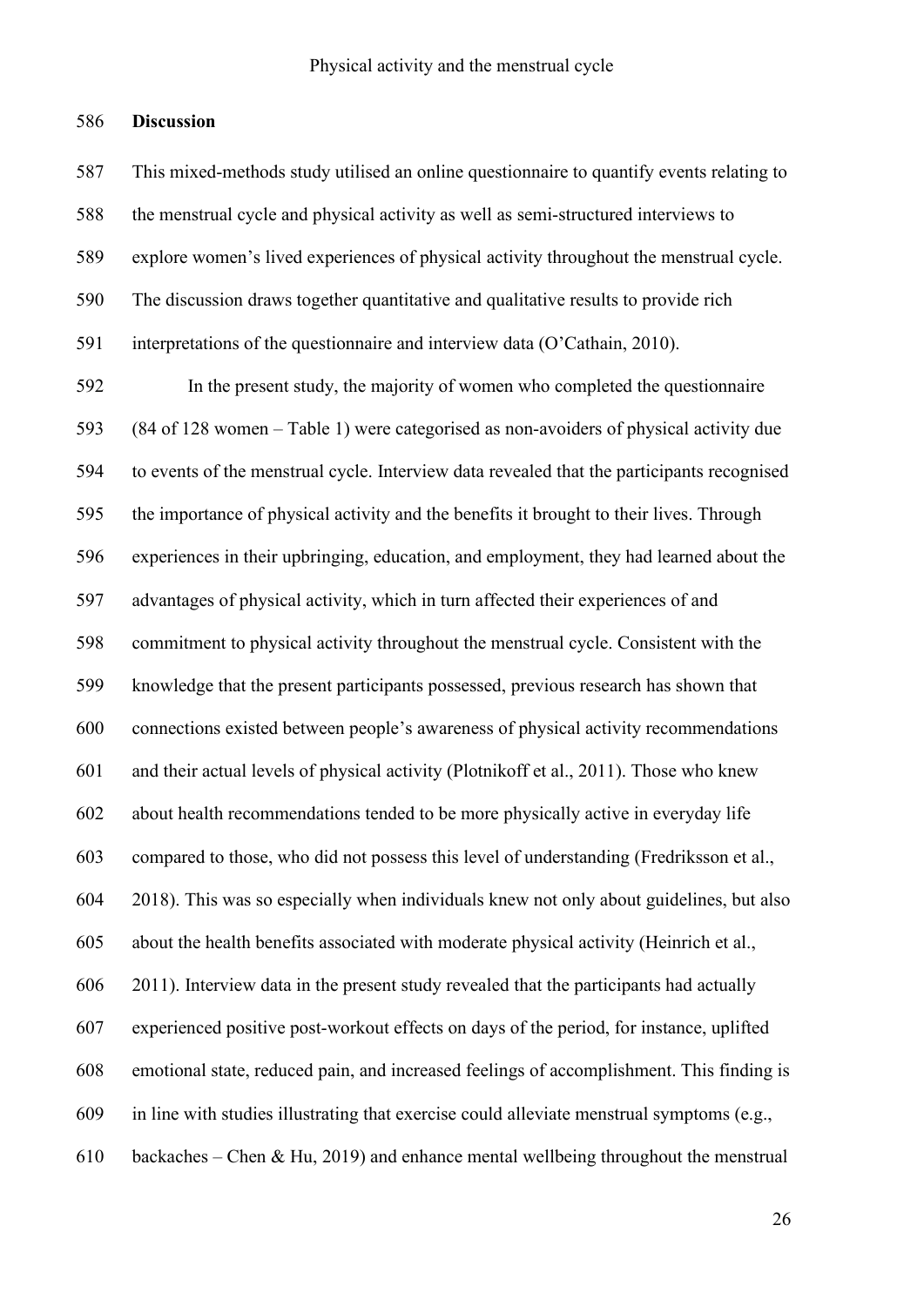## Discussion

This mixed-methods study utilised an online questionnaire to quantify events relating to the menstrual cycle and physical activity as well as semi-structured interviews to explore women's lived experiences of physical activity throughout the menstrual cycle. The discussion draws together quantitative and qualitative results to provide rich interpretations of the questionnaire and interview data (O'Cathain, 2010).

In the present study, the majority of women who completed the questionnaire (84 of 128 women – Table 1) were categorised as non-avoiders of physical activity due to events of the menstrual cycle. Interview data revealed that the participants recognised the importance of physical activity and the benefits it brought to their lives. Through experiences in their upbringing, education, and employment, they had learned about the advantages of physical activity, which in turn affected their experiences of and commitment to physical activity throughout the menstrual cycle. Consistent with the knowledge that the present participants possessed, previous research has shown that connections existed between people's awareness of physical activity recommendations and their actual levels of physical activity (Plotnikoff et al., 2011). Those who knew about health recommendations tended to be more physically active in everyday life compared to those, who did not possess this level of understanding (Fredriksson et al., 2018). This was so especially when individuals knew not only about guidelines, but also about the health benefits associated with moderate physical activity (Heinrich et al., 2011). Interview data in the present study revealed that the participants had actually experienced positive post-workout effects on days of the period, for instance, uplifted emotional state, reduced pain, and increased feelings of accomplishment. This finding is in line with studies illustrating that exercise could alleviate menstrual symptoms (e.g., backaches – Chen & Hu, 2019) and enhance mental wellbeing throughout the menstrual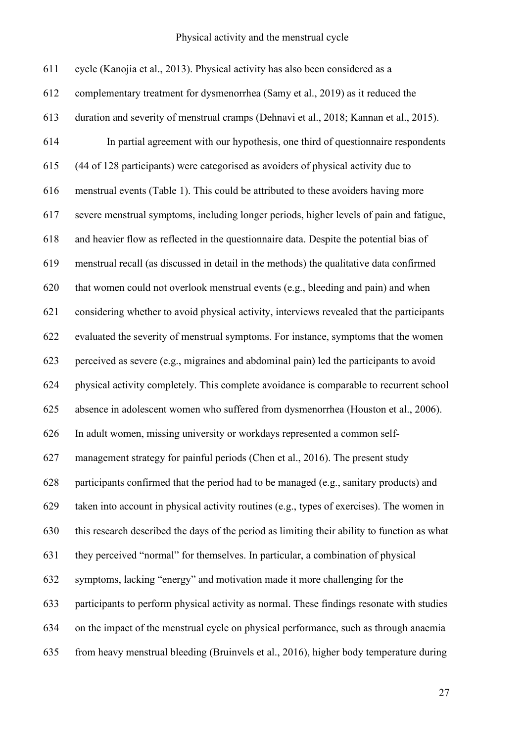cycle (Kanojia et al., 2013). Physical activity has also been considered as a complementary treatment for dysmenorrhea (Samy et al., 2019) as it reduced the duration and severity of menstrual cramps (Dehnavi et al., 2018; Kannan et al., 2015).

In partial agreement with our hypothesis, one third of questionnaire respondents (44 of 128 participants) were categorised as avoiders of physical activity due to menstrual events (Table 1). This could be attributed to these avoiders having more severe menstrual symptoms, including longer periods, higher levels of pain and fatigue, and heavier flow as reflected in the questionnaire data. Despite the potential bias of menstrual recall (as discussed in detail in the methods) the qualitative data confirmed that women could not overlook menstrual events (e.g., bleeding and pain) and when considering whether to avoid physical activity, interviews revealed that the participants evaluated the severity of menstrual symptoms. For instance, symptoms that the women perceived as severe (e.g., migraines and abdominal pain) led the participants to avoid physical activity completely. This complete avoidance is comparable to recurrent school absence in adolescent women who suffered from dysmenorrhea (Houston et al., 2006). In adult women, missing university or workdays represented a common self-management strategy for painful periods (Chen et al., 2016). The present study participants confirmed that the period had to be managed (e.g., sanitary products) and taken into account in physical activity routines (e.g., types of exercises). The women in this research described the days of the period as limiting their ability to function as what they perceived "normal" for themselves. In particular, a combination of physical symptoms, lacking "energy" and motivation made it more challenging for the participants to perform physical activity as normal. These findings resonate with studies on the impact of the menstrual cycle on physical performance, such as through anaemia from heavy menstrual bleeding (Bruinvels et al., 2016), higher body temperature during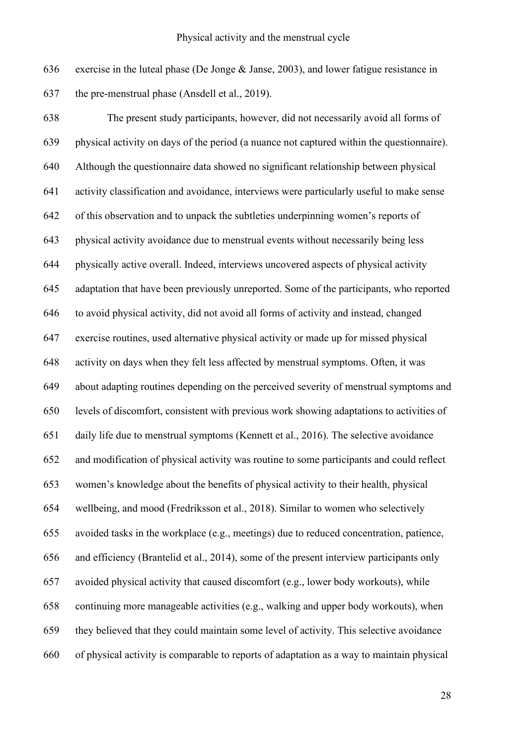exercise in the luteal phase (De Jonge & Janse, 2003), and lower fatigue resistance in the pre-menstrual phase (Ansdell et al., 2019).

The present study participants, however, did not necessarily avoid all forms of physical activity on days of the period (a nuance not captured within the questionnaire). Although the questionnaire data showed no significant relationship between physical activity classification and avoidance, interviews were particularly useful to make sense of this observation and to unpack the subtleties underpinning women's reports of physical activity avoidance due to menstrual events without necessarily being less physically active overall. Indeed, interviews uncovered aspects of physical activity adaptation that have been previously unreported. Some of the participants, who reported to avoid physical activity, did not avoid all forms of activity and instead, changed exercise routines, used alternative physical activity or made up for missed physical activity on days when they felt less affected by menstrual symptoms. Often, it was about adapting routines depending on the perceived severity of menstrual symptoms and levels of discomfort, consistent with previous work showing adaptations to activities of daily life due to menstrual symptoms (Kennett et al., 2016). The selective avoidance and modification of physical activity was routine to some participants and could reflect women's knowledge about the benefits of physical activity to their health, physical wellbeing, and mood (Fredriksson et al., 2018). Similar to women who selectively avoided tasks in the workplace (e.g., meetings) due to reduced concentration, patience, and efficiency (Brantelid et al., 2014), some of the present interview participants only avoided physical activity that caused discomfort (e.g., lower body workouts), while continuing more manageable activities (e.g., walking and upper body workouts), when they believed that they could maintain some level of activity. This selective avoidance of physical activity is comparable to reports of adaptation as a way to maintain physical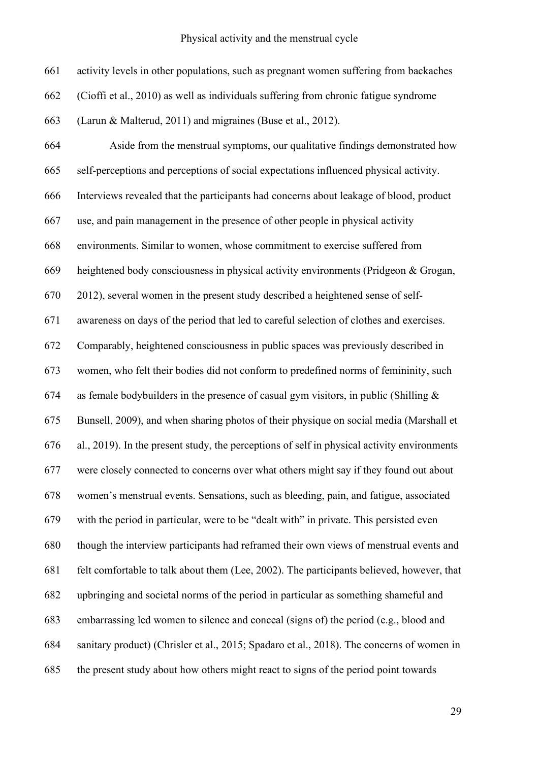activity levels in other populations, such as pregnant women suffering from backaches (Cioffi et al., 2010) as well as individuals suffering from chronic fatigue syndrome (Larun & Malterud, 2011) and migraines (Buse et al., 2012).

Aside from the menstrual symptoms, our qualitative findings demonstrated how self-perceptions and perceptions of social expectations influenced physical activity. Interviews revealed that the participants had concerns about leakage of blood, product use, and pain management in the presence of other people in physical activity environments. Similar to women, whose commitment to exercise suffered from heightened body consciousness in physical activity environments (Pridgeon & Grogan, 2012), several women in the present study described a heightened sense of self-awareness on days of the period that led to careful selection of clothes and exercises. Comparably, heightened consciousness in public spaces was previously described in women, who felt their bodies did not conform to predefined norms of femininity, such as female bodybuilders in the presence of casual gym visitors, in public (Shilling & Bunsell, 2009), and when sharing photos of their physique on social media (Marshall et al., 2019). In the present study, the perceptions of self in physical activity environments were closely connected to concerns over what others might say if they found out about women's menstrual events. Sensations, such as bleeding, pain, and fatigue, associated with the period in particular, were to be "dealt with" in private. This persisted even though the interview participants had reframed their own views of menstrual events and felt comfortable to talk about them (Lee, 2002). The participants believed, however, that upbringing and societal norms of the period in particular as something shameful and embarrassing led women to silence and conceal (signs of) the period (e.g., blood and sanitary product) (Chrisler et al., 2015; Spadaro et al., 2018). The concerns of women in the present study about how others might react to signs of the period point towards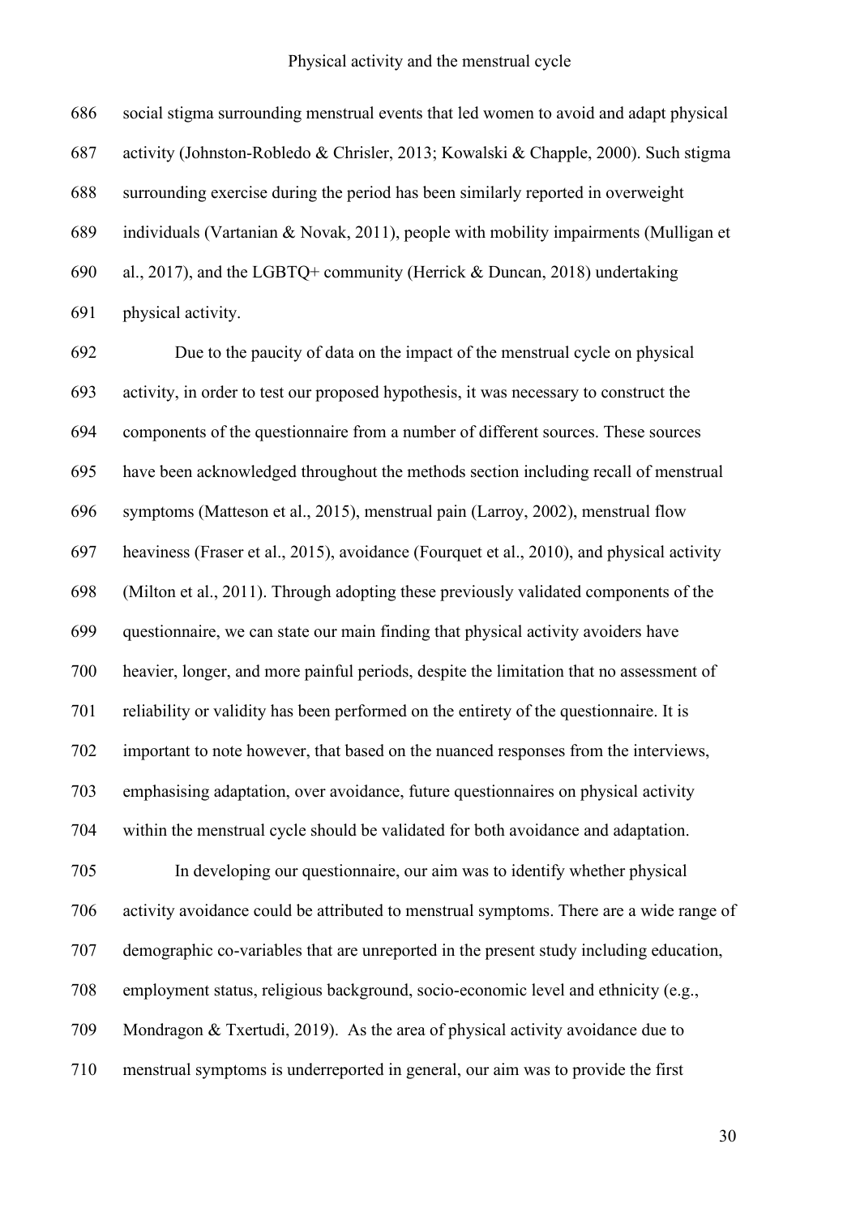social stigma surrounding menstrual events that led women to avoid and adapt physical activity (Johnston-Robledo & Chrisler, 2013; Kowalski & Chapple, 2000). Such stigma surrounding exercise during the period has been similarly reported in overweight individuals (Vartanian & Novak, 2011), people with mobility impairments (Mulligan et al., 2017), and the LGBTQ+ community (Herrick & Duncan, 2018) undertaking physical activity.

Due to the paucity of data on the impact of the menstrual cycle on physical activity, in order to test our proposed hypothesis, it was necessary to construct the components of the questionnaire from a number of different sources. These sources have been acknowledged throughout the methods section including recall of menstrual symptoms (Matteson et al., 2015), menstrual pain (Larroy, 2002), menstrual flow heaviness (Fraser et al., 2015), avoidance (Fourquet et al., 2010), and physical activity (Milton et al., 2011). Through adopting these previously validated components of the questionnaire, we can state our main finding that physical activity avoiders have heavier, longer, and more painful periods, despite the limitation that no assessment of reliability or validity has been performed on the entirety of the questionnaire. It is important to note however, that based on the nuanced responses from the interviews, emphasising adaptation, over avoidance, future questionnaires on physical activity within the menstrual cycle should be validated for both avoidance and adaptation.

In developing our questionnaire, our aim was to identify whether physical activity avoidance could be attributed to menstrual symptoms. There are a wide range of demographic co-variables that are unreported in the present study including education, employment status, religious background, socio-economic level and ethnicity (e.g., Mondragon & Txertudi, 2019). As the area of physical activity avoidance due to menstrual symptoms is underreported in general, our aim was to provide the first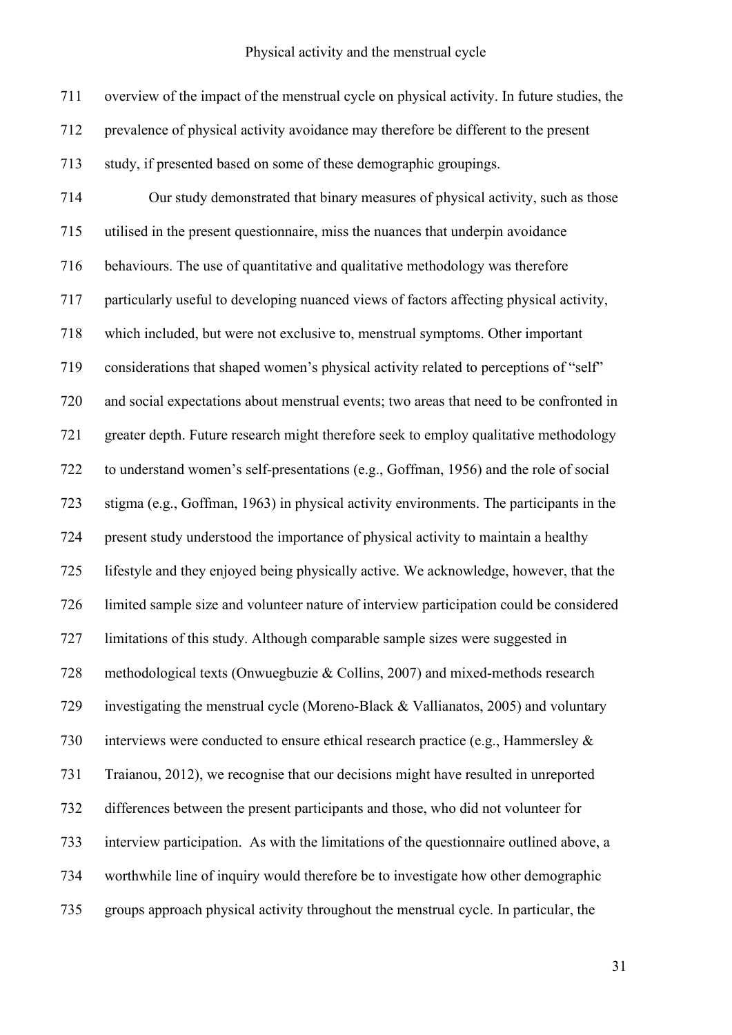overview of the impact of the menstrual cycle on physical activity. In future studies, the prevalence of physical activity avoidance may therefore be different to the present study, if presented based on some of these demographic groupings.

Our study demonstrated that binary measures of physical activity, such as those utilised in the present questionnaire, miss the nuances that underpin avoidance behaviours. The use of quantitative and qualitative methodology was therefore particularly useful to developing nuanced views of factors affecting physical activity, which included, but were not exclusive to, menstrual symptoms. Other important considerations that shaped women's physical activity related to perceptions of "self" and social expectations about menstrual events; two areas that need to be confronted in greater depth. Future research might therefore seek to employ qualitative methodology to understand women's self-presentations (e.g., Goffman, 1956) and the role of social stigma (e.g., Goffman, 1963) in physical activity environments. The participants in the present study understood the importance of physical activity to maintain a healthy lifestyle and they enjoyed being physically active. We acknowledge, however, that the limited sample size and volunteer nature of interview participation could be considered limitations of this study. Although comparable sample sizes were suggested in methodological texts (Onwuegbuzie & Collins, 2007) and mixed-methods research investigating the menstrual cycle (Moreno-Black & Vallianatos, 2005) and voluntary interviews were conducted to ensure ethical research practice (e.g., Hammersley & Traianou, 2012), we recognise that our decisions might have resulted in unreported differences between the present participants and those, who did not volunteer for interview participation. As with the limitations of the questionnaire outlined above, a worthwhile line of inquiry would therefore be to investigate how other demographic groups approach physical activity throughout the menstrual cycle. In particular, the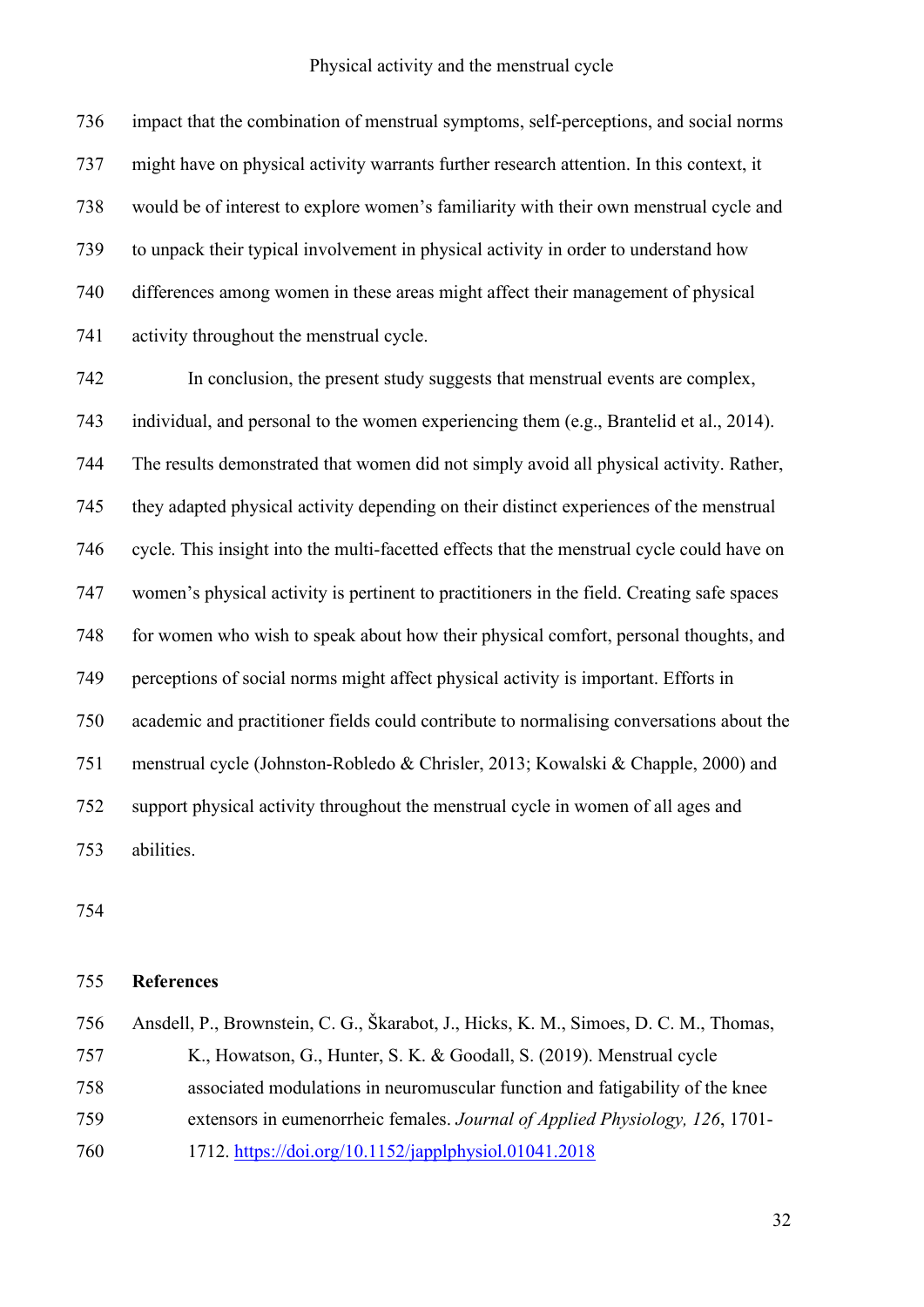impact that the combination of menstrual symptoms, self-perceptions, and social norms might have on physical activity warrants further research attention. In this context, it would be of interest to explore women's familiarity with their own menstrual cycle and to unpack their typical involvement in physical activity in order to understand how differences among women in these areas might affect their management of physical activity throughout the menstrual cycle.

In conclusion, the present study suggests that menstrual events are complex, individual, and personal to the women experiencing them (e.g., Brantelid et al., 2014). The results demonstrated that women did not simply avoid all physical activity. Rather, they adapted physical activity depending on their distinct experiences of the menstrual cycle. This insight into the multi-facetted effects that the menstrual cycle could have on women's physical activity is pertinent to practitioners in the field. Creating safe spaces for women who wish to speak about how their physical comfort, personal thoughts, and perceptions of social norms might affect physical activity is important. Efforts in academic and practitioner fields could contribute to normalising conversations about the menstrual cycle (Johnston-Robledo & Chrisler, 2013; Kowalski & Chapple, 2000) and support physical activity throughout the menstrual cycle in women of all ages and abilities.

## References

Ansdell, P., Brownstein, C. G., Škarabot, J., Hicks, K. M., Simoes, D. C. M., Thomas, K., Howatson, G., Hunter, S. K. & Goodall, S. (2019). Menstrual cycle associated modulations in neuromuscular function and fatigability of the knee extensors in eumenorrheic females. *Journal of Applied Physiology, 126*, 1701-1712. https://doi.org/10.1152/japplphysiol.01041.2018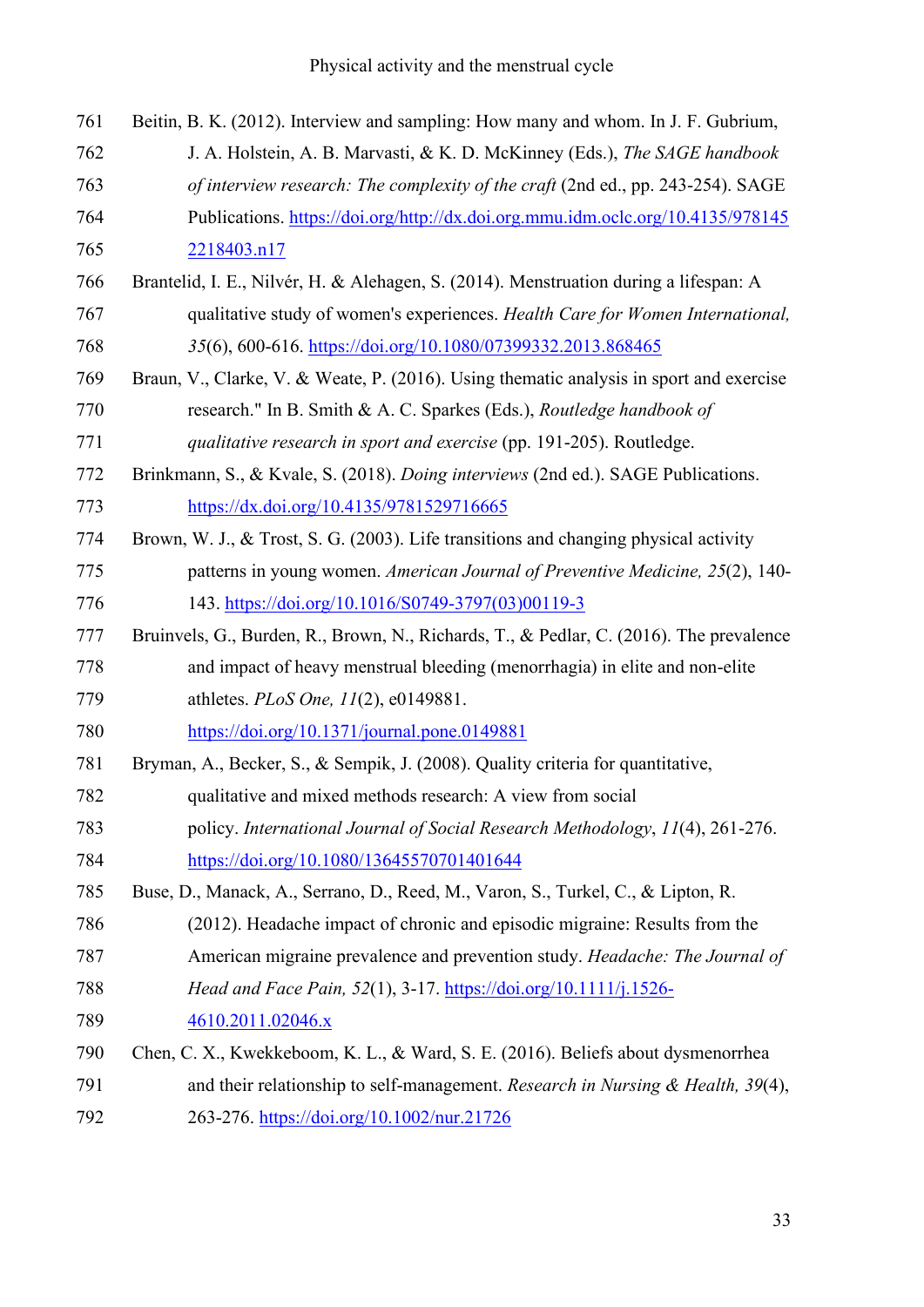Beitin, B. K. (2012). Interview and sampling: How many and whom. In J. F. Gubrium, J. A. Holstein, A. B. Marvasti, & K. D. McKinney (Eds.), *The SAGE handbook of interview research: The complexity of the craft* (2nd ed., pp. 243-254). SAGE Publications. https://doi.org/http://dx.doi.org.mmu.idm.oclc.org/10.4135/9781452218403.n17

Brantelid, I. E., Nilvér, H. & Alehagen, S. (2014). Menstruation during a lifespan: A qualitative study of women's experiences. *Health Care for Women International, 35*(6), 600-616. https://doi.org/10.1080/07399332.2013.868465

Braun, V., Clarke, V. & Weate, P. (2016). Using thematic analysis in sport and exercise research." In B. Smith & A. C. Sparkes (Eds.), *Routledge handbook of qualitative research in sport and exercise* (pp. 191-205). Routledge.

Brinkmann, S., & Kvale, S. (2018). *Doing interviews* (2nd ed.). SAGE Publications. https://dx.doi.org/10.4135/9781529716665

Brown, W. J., & Trost, S. G. (2003). Life transitions and changing physical activity patterns in young women. *American Journal of Preventive Medicine, 25*(2), 140-143. https://doi.org/10.1016/S0749-3797(03)00119-3

Bruinvels, G., Burden, R., Brown, N., Richards, T., & Pedlar, C. (2016). The prevalence and impact of heavy menstrual bleeding (menorrhagia) in elite and non-elite athletes. *PLoS One, 11*(2), e0149881. https://doi.org/10.1371/journal.pone.0149881

Bryman, A., Becker, S., & Sempik, J. (2008). Quality criteria for quantitative, qualitative and mixed methods research: A view from social policy. *International Journal of Social Research Methodology*, *11*(4), 261-276. https://doi.org/10.1080/13645570701401644

Buse, D., Manack, A., Serrano, D., Reed, M., Varon, S., Turkel, C., & Lipton, R. (2012). Headache impact of chronic and episodic migraine: Results from the American migraine prevalence and prevention study. *Headache: The Journal of Head and Face Pain, 52*(1), 3-17. https://doi.org/10.1111/j.1526-4610.2011.02046.x

Chen, C. X., Kwekkeboom, K. L., & Ward, S. E. (2016). Beliefs about dysmenorrhea and their relationship to self-management. *Research in Nursing & Health, 39*(4), 263-276. https://doi.org/10.1002/nur.21726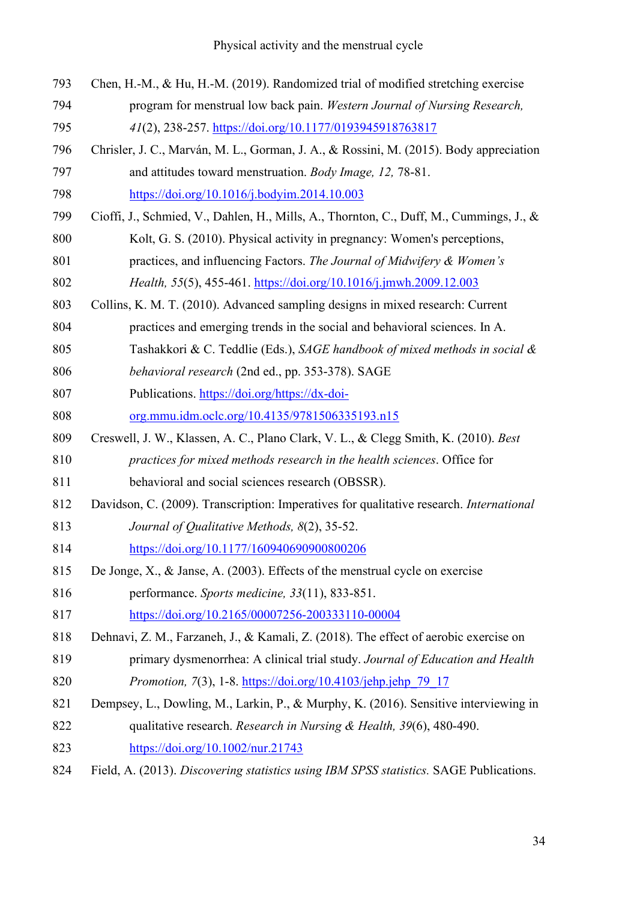Chen, H.-M., & Hu, H.-M. (2019). Randomized trial of modified stretching exercise program for menstrual low back pain. *Western Journal of Nursing Research, 41*(2), 238-257. https://doi.org/10.1177/0193945918763817

Chrisler, J. C., Marván, M. L., Gorman, J. A., & Rossini, M. (2015). Body appreciation and attitudes toward menstruation. *Body Image, 12,* 78-81. https://doi.org/10.1016/j.bodyim.2014.10.003

Cioffi, J., Schmied, V., Dahlen, H., Mills, A., Thornton, C., Duff, M., Cummings, J., & Kolt, G. S. (2010). Physical activity in pregnancy: Women's perceptions, practices, and influencing Factors. *The Journal of Midwifery & Women's Health, 55*(5), 455-461. https://doi.org/10.1016/j.jmwh.2009.12.003

Collins, K. M. T. (2010). Advanced sampling designs in mixed research: Current practices and emerging trends in the social and behavioral sciences. In A. Tashakkori & C. Teddlie (Eds.), *SAGE handbook of mixed methods in social & behavioral research* (2nd ed., pp. 353-378). SAGE Publications. https://doi.org/https://dx-doi-org.mmu.idm.oclc.org/10.4135/9781506335193.n15

Creswell, J. W., Klassen, A. C., Plano Clark, V. L., & Clegg Smith, K. (2010). *Best practices for mixed methods research in the health sciences*. Office for behavioral and social sciences research (OBSSR).

Davidson, C. (2009). Transcription: Imperatives for qualitative research. *International Journal of Qualitative Methods, 8*(2), 35-52. https://doi.org/10.1177/160940690900800206

De Jonge, X., & Janse, A. (2003). Effects of the menstrual cycle on exercise performance. *Sports medicine, 33*(11), 833-851. https://doi.org/10.2165/00007256-200333110-00004

Dehnavi, Z. M., Farzaneh, J., & Kamali, Z. (2018). The effect of aerobic exercise on primary dysmenorrhea: A clinical trial study. *Journal of Education and Health Promotion, 7*(3), 1-8. https://doi.org/10.4103/jehp.jehp_79_17

Dempsey, L., Dowling, M., Larkin, P., & Murphy, K. (2016). Sensitive interviewing in qualitative research. *Research in Nursing & Health, 39*(6), 480-490. https://doi.org/10.1002/nur.21743

Field, A. (2013). *Discovering statistics using IBM SPSS statistics.* SAGE Publications.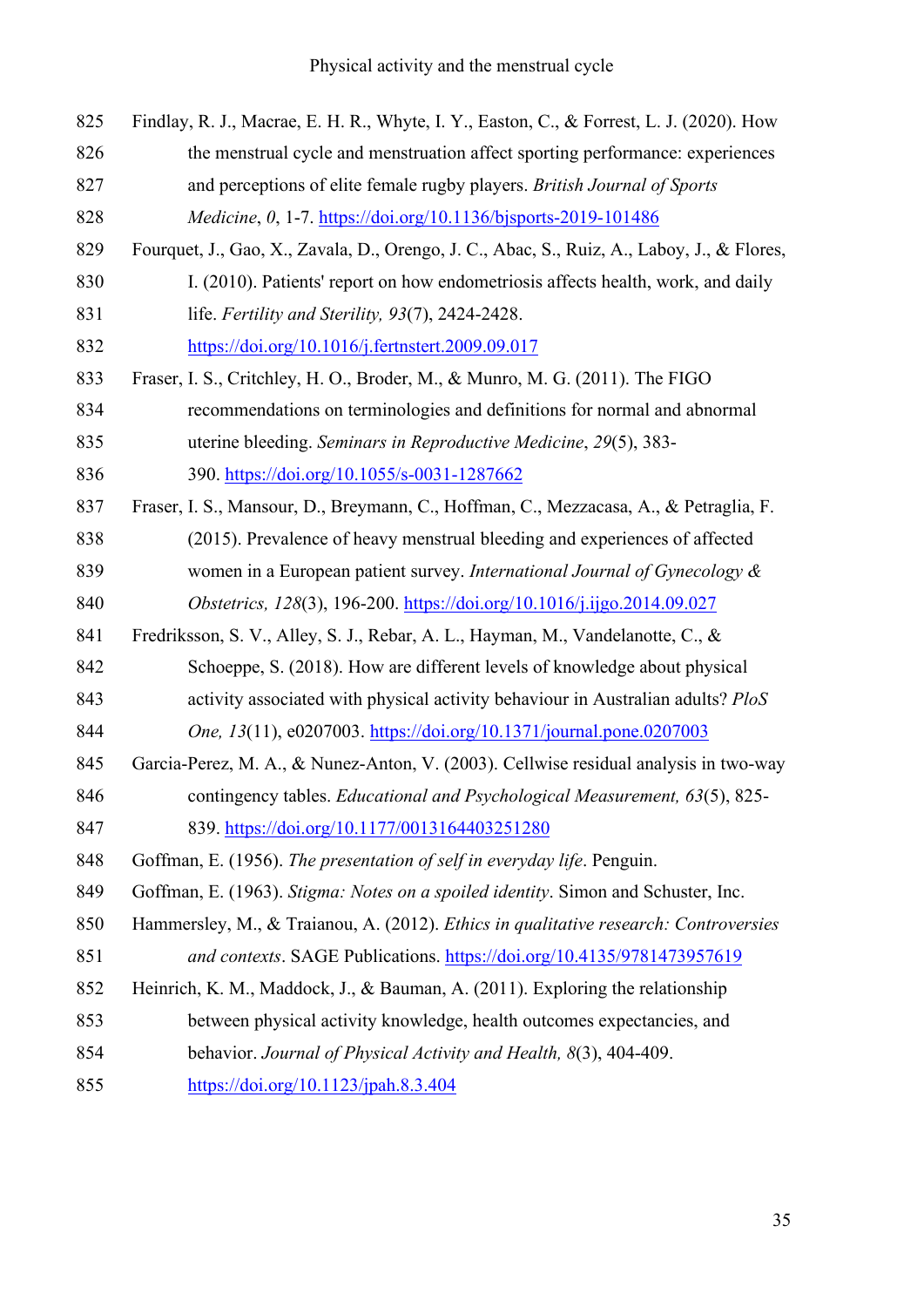Findlay, R. J., Macrae, E. H. R., Whyte, I. Y., Easton, C., & Forrest, L. J. (2020). How the menstrual cycle and menstruation affect sporting performance: experiences and perceptions of elite female rugby players. *British Journal of Sports Medicine*, *0*, 1-7. https://doi.org/10.1136/bjsports-2019-101486

Fourquet, J., Gao, X., Zavala, D., Orengo, J. C., Abac, S., Ruiz, A., Laboy, J., & Flores, I. (2010). Patients' report on how endometriosis affects health, work, and daily life. *Fertility and Sterility, 93*(7), 2424-2428. https://doi.org/10.1016/j.fertnstert.2009.09.017

Fraser, I. S., Critchley, H. O., Broder, M., & Munro, M. G. (2011). The FIGO recommendations on terminologies and definitions for normal and abnormal uterine bleeding. *Seminars in Reproductive Medicine*, *29*(5), 383-390. https://doi.org/10.1055/s-0031-1287662

Fraser, I. S., Mansour, D., Breymann, C., Hoffman, C., Mezzacasa, A., & Petraglia, F. (2015). Prevalence of heavy menstrual bleeding and experiences of affected women in a European patient survey. *International Journal of Gynecology & Obstetrics, 128*(3), 196-200. https://doi.org/10.1016/j.ijgo.2014.09.027

Fredriksson, S. V., Alley, S. J., Rebar, A. L., Hayman, M., Vandelanotte, C., & Schoeppe, S. (2018). How are different levels of knowledge about physical activity associated with physical activity behaviour in Australian adults? *PloS One, 13*(11), e0207003. https://doi.org/10.1371/journal.pone.0207003

Garcia-Perez, M. A., & Nunez-Anton, V. (2003). Cellwise residual analysis in two-way contingency tables. *Educational and Psychological Measurement, 63*(5), 825-839. https://doi.org/10.1177/0013164403251280

Goffman, E. (1956). *The presentation of self in everyday life*. Penguin.

Goffman, E. (1963). *Stigma: Notes on a spoiled identity*. Simon and Schuster, Inc.

Hammersley, M., & Traianou, A. (2012). *Ethics in qualitative research: Controversies and contexts*. SAGE Publications. https://doi.org/10.4135/9781473957619

Heinrich, K. M., Maddock, J., & Bauman, A. (2011). Exploring the relationship between physical activity knowledge, health outcomes expectancies, and behavior. *Journal of Physical Activity and Health, 8*(3), 404-409. https://doi.org/10.1123/jpah.8.3.404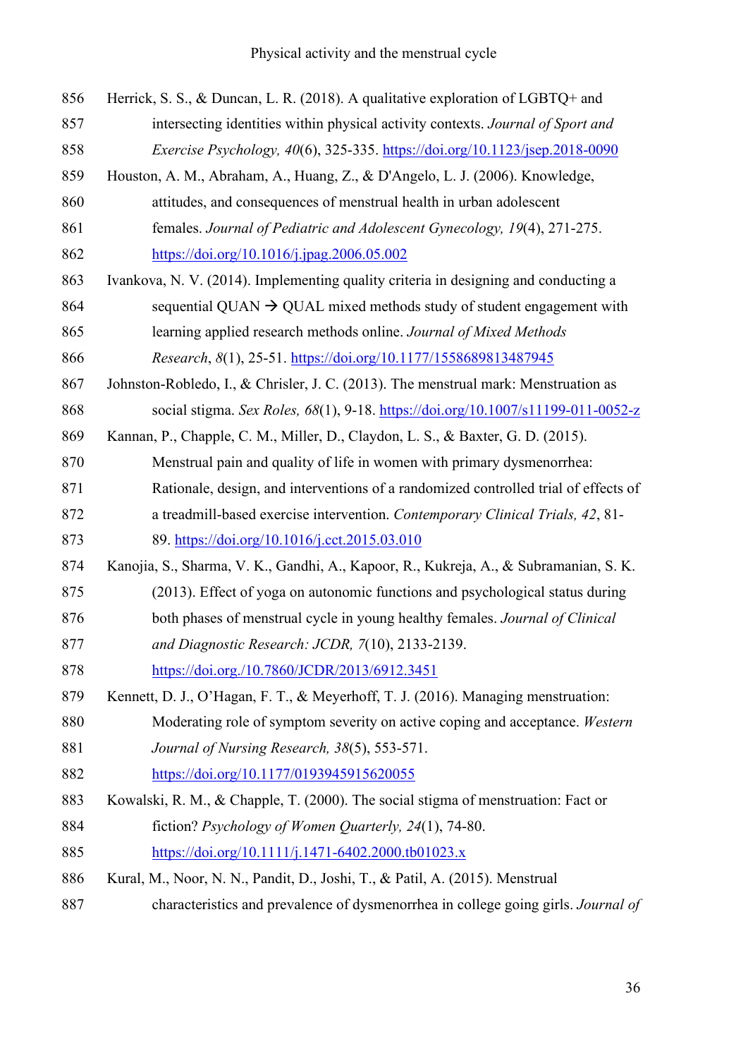Herrick, S. S., & Duncan, L. R. (2018). A qualitative exploration of LGBTQ+ and intersecting identities within physical activity contexts. *Journal of Sport and Exercise Psychology, 40*(6), 325-335. https://doi.org/10.1123/jsep.2018-0090

Houston, A. M., Abraham, A., Huang, Z., & D'Angelo, L. J. (2006). Knowledge, attitudes, and consequences of menstrual health in urban adolescent females. *Journal of Pediatric and Adolescent Gynecology, 19*(4), 271-275. https://doi.org/10.1016/j.jpag.2006.05.002

Ivankova, N. V. (2014). Implementing quality criteria in designing and conducting a sequential QUAN → QUAL mixed methods study of student engagement with learning applied research methods online. *Journal of Mixed Methods Research*, *8*(1), 25-51. https://doi.org/10.1177/1558689813487945

Johnston-Robledo, I., & Chrisler, J. C. (2013). The menstrual mark: Menstruation as social stigma. *Sex Roles, 68*(1), 9-18. https://doi.org/10.1007/s11199-011-0052-z

Kannan, P., Chapple, C. M., Miller, D., Claydon, L. S., & Baxter, G. D. (2015). Menstrual pain and quality of life in women with primary dysmenorrhea: Rationale, design, and interventions of a randomized controlled trial of effects of a treadmill-based exercise intervention. *Contemporary Clinical Trials, 42*, 81-89. https://doi.org/10.1016/j.cct.2015.03.010

Kanojia, S., Sharma, V. K., Gandhi, A., Kapoor, R., Kukreja, A., & Subramanian, S. K. (2013). Effect of yoga on autonomic functions and psychological status during both phases of menstrual cycle in young healthy females. *Journal of Clinical and Diagnostic Research: JCDR, 7*(10), 2133-2139. https://doi.org./10.7860/JCDR/2013/6912.3451

Kennett, D. J., O'Hagan, F. T., & Meyerhoff, T. J. (2016). Managing menstruation: Moderating role of symptom severity on active coping and acceptance. *Western Journal of Nursing Research, 38*(5), 553-571. https://doi.org/10.1177/0193945915620055

Kowalski, R. M., & Chapple, T. (2000). The social stigma of menstruation: Fact or fiction? *Psychology of Women Quarterly, 24*(1), 74-80. https://doi.org/10.1111/j.1471-6402.2000.tb01023.x

Kural, M., Noor, N. N., Pandit, D., Joshi, T., & Patil, A. (2015). Menstrual characteristics and prevalence of dysmenorrhea in college going girls. *Journal of*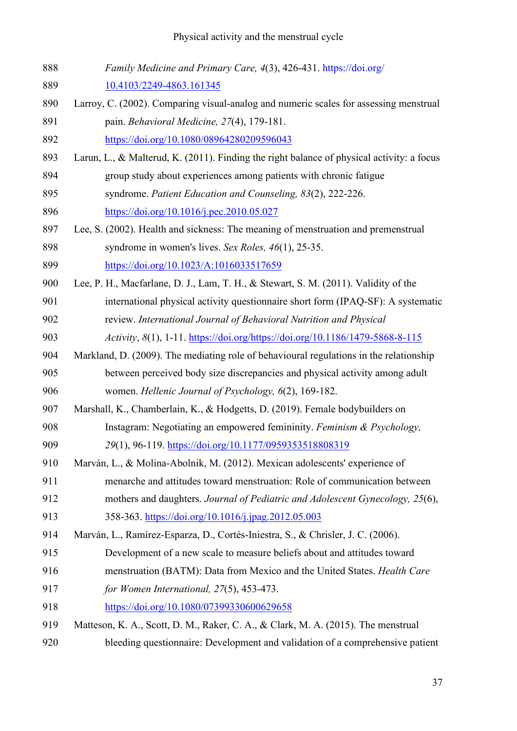*Family Medicine and Primary Care, 4*(3), 426-431. https://doi.org/10.4103/2249-4863.161345

Larroy, C. (2002). Comparing visual-analog and numeric scales for assessing menstrual pain. *Behavioral Medicine, 27*(4), 179-181. https://doi.org/10.1080/08964280209596043

Larun, L., & Malterud, K. (2011). Finding the right balance of physical activity: a focus group study about experiences among patients with chronic fatigue syndrome. *Patient Education and Counseling, 83*(2), 222-226. https://doi.org/10.1016/j.pec.2010.05.027

Lee, S. (2002). Health and sickness: The meaning of menstruation and premenstrual syndrome in women's lives. *Sex Roles, 46*(1), 25-35. https://doi.org/10.1023/A:1016033517659

Lee, P. H., Macfarlane, D. J., Lam, T. H., & Stewart, S. M. (2011). Validity of the international physical activity questionnaire short form (IPAQ-SF): A systematic review. *International Journal of Behavioral Nutrition and Physical Activity*, *8*(1), 1-11. https://doi.org/https://doi.org/10.1186/1479-5868-8-115

Markland, D. (2009). The mediating role of behavioural regulations in the relationship between perceived body size discrepancies and physical activity among adult women. *Hellenic Journal of Psychology, 6*(2), 169-182.

Marshall, K., Chamberlain, K., & Hodgetts, D. (2019). Female bodybuilders on Instagram: Negotiating an empowered femininity. *Feminism & Psychology, 29*(1), 96-119. https://doi.org/10.1177/0959353518808319

Marván, L., & Molina-Abolnik, M. (2012). Mexican adolescents' experience of menarche and attitudes toward menstruation: Role of communication between mothers and daughters. *Journal of Pediatric and Adolescent Gynecology, 25*(6), 358-363. https://doi.org/10.1016/j.jpag.2012.05.003

Marván, L., Ramírez-Esparza, D., Cortés-Iniestra, S., & Chrisler, J. C. (2006). Development of a new scale to measure beliefs about and attitudes toward menstruation (BATM): Data from Mexico and the United States. *Health Care for Women International, 27*(5), 453-473. https://doi.org/10.1080/07399330600629658

Matteson, K. A., Scott, D. M., Raker, C. A., & Clark, M. A. (2015). The menstrual bleeding questionnaire: Development and validation of a comprehensive patient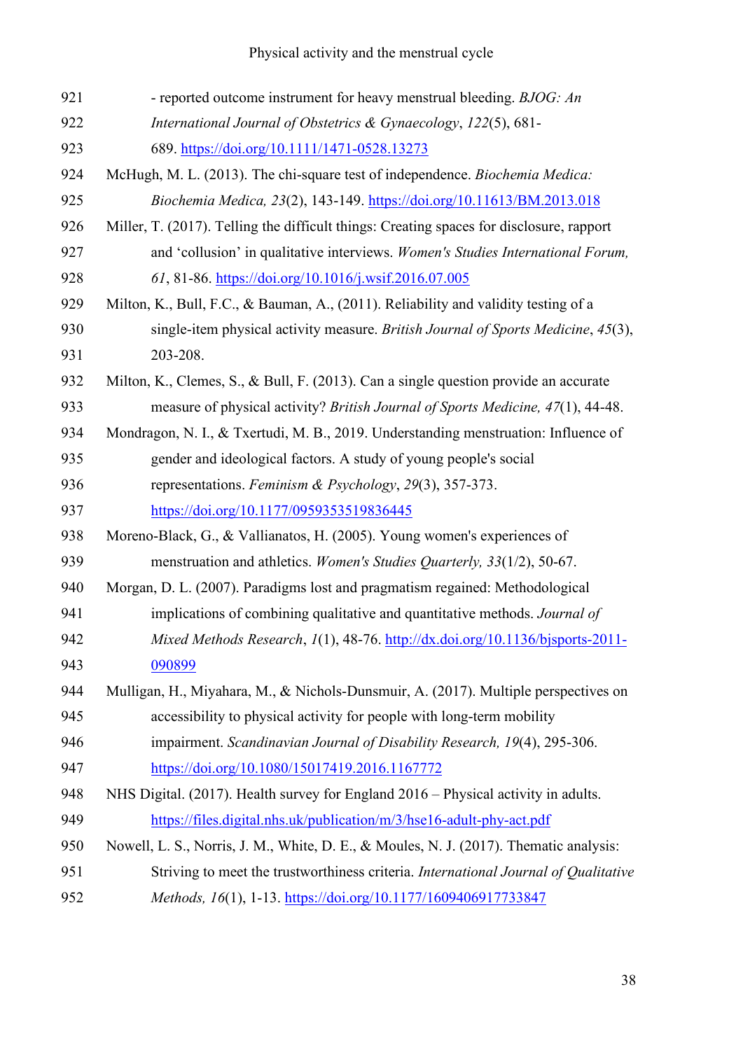- reported outcome instrument for heavy menstrual bleeding. *BJOG: An International Journal of Obstetrics & Gynaecology*, *122*(5), 681-689. https://doi.org/10.1111/1471-0528.13273

McHugh, M. L. (2013). The chi-square test of independence. *Biochemia Medica: Biochemia Medica, 23*(2), 143-149. https://doi.org/10.11613/BM.2013.018

Miller, T. (2017). Telling the difficult things: Creating spaces for disclosure, rapport and 'collusion' in qualitative interviews. *Women's Studies International Forum, 61*, 81-86. https://doi.org/10.1016/j.wsif.2016.07.005

Milton, K., Bull, F.C., & Bauman, A., (2011). Reliability and validity testing of a single-item physical activity measure. *British Journal of Sports Medicine*, *45*(3), 203-208.

Milton, K., Clemes, S., & Bull, F. (2013). Can a single question provide an accurate measure of physical activity? *British Journal of Sports Medicine, 47*(1), 44-48.

Mondragon, N. I., & Txertudi, M. B., 2019. Understanding menstruation: Influence of gender and ideological factors. A study of young people's social representations. *Feminism & Psychology*, *29*(3), 357-373. https://doi.org/10.1177/0959353519836445

Moreno-Black, G., & Vallianatos, H. (2005). Young women's experiences of menstruation and athletics. *Women's Studies Quarterly, 33*(1/2), 50-67.

Morgan, D. L. (2007). Paradigms lost and pragmatism regained: Methodological implications of combining qualitative and quantitative methods. *Journal of Mixed Methods Research*, *1*(1), 48-76. http://dx.doi.org/10.1136/bjsports-2011-090899

Mulligan, H., Miyahara, M., & Nichols-Dunsmuir, A. (2017). Multiple perspectives on accessibility to physical activity for people with long-term mobility impairment. *Scandinavian Journal of Disability Research, 19*(4), 295-306. https://doi.org/10.1080/15017419.2016.1167772

NHS Digital. (2017). Health survey for England 2016 – Physical activity in adults. https://files.digital.nhs.uk/publication/m/3/hse16-adult-phy-act.pdf

Nowell, L. S., Norris, J. M., White, D. E., & Moules, N. J. (2017). Thematic analysis: Striving to meet the trustworthiness criteria. *International Journal of Qualitative Methods, 16*(1), 1-13. https://doi.org/10.1177/1609406917733847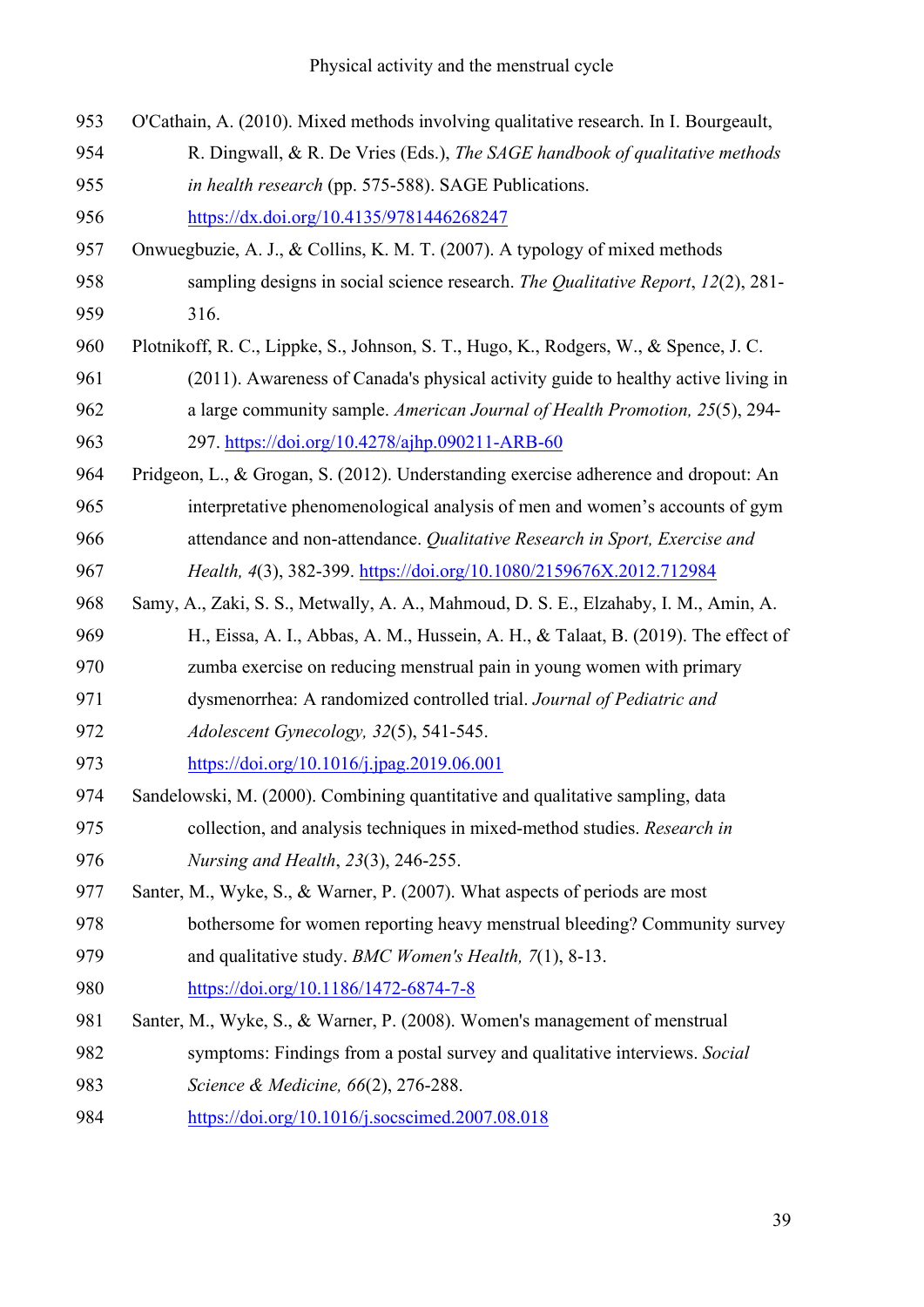O'Cathain, A. (2010). Mixed methods involving qualitative research. In I. Bourgeault, R. Dingwall, & R. De Vries (Eds.), *The SAGE handbook of qualitative methods in health research* (pp. 575-588). SAGE Publications. https://dx.doi.org/10.4135/9781446268247

Onwuegbuzie, A. J., & Collins, K. M. T. (2007). A typology of mixed methods sampling designs in social science research. *The Qualitative Report*, *12*(2), 281-316.

Plotnikoff, R. C., Lippke, S., Johnson, S. T., Hugo, K., Rodgers, W., & Spence, J. C. (2011). Awareness of Canada's physical activity guide to healthy active living in a large community sample. *American Journal of Health Promotion, 25*(5), 294-297. https://doi.org/10.4278/ajhp.090211-ARB-60

Pridgeon, L., & Grogan, S. (2012). Understanding exercise adherence and dropout: An interpretative phenomenological analysis of men and women's accounts of gym attendance and non-attendance. *Qualitative Research in Sport, Exercise and Health, 4*(3), 382-399. https://doi.org/10.1080/2159676X.2012.712984

Samy, A., Zaki, S. S., Metwally, A. A., Mahmoud, D. S. E., Elzahaby, I. M., Amin, A. H., Eissa, A. I., Abbas, A. M., Hussein, A. H., & Talaat, B. (2019). The effect of zumba exercise on reducing menstrual pain in young women with primary dysmenorrhea: A randomized controlled trial. *Journal of Pediatric and Adolescent Gynecology, 32*(5), 541-545. https://doi.org/10.1016/j.jpag.2019.06.001

Sandelowski, M. (2000). Combining quantitative and qualitative sampling, data collection, and analysis techniques in mixed-method studies. *Research in Nursing and Health*, *23*(3), 246-255.

Santer, M., Wyke, S., & Warner, P. (2007). What aspects of periods are most bothersome for women reporting heavy menstrual bleeding? Community survey and qualitative study. *BMC Women's Health, 7*(1), 8-13. https://doi.org/10.1186/1472-6874-7-8

Santer, M., Wyke, S., & Warner, P. (2008). Women's management of menstrual symptoms: Findings from a postal survey and qualitative interviews. *Social Science & Medicine, 66*(2), 276-288. https://doi.org/10.1016/j.socscimed.2007.08.018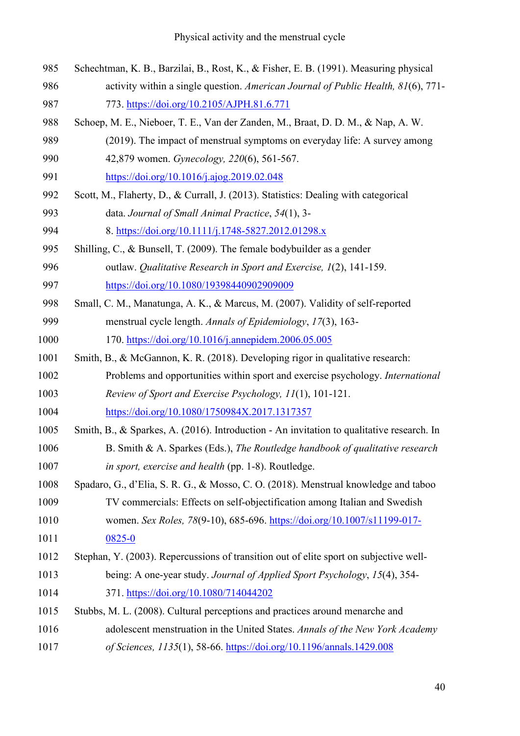Schechtman, K. B., Barzilai, B., Rost, K., & Fisher, E. B. (1991). Measuring physical activity within a single question. *American Journal of Public Health, 81*(6), 771-773. https://doi.org/10.2105/AJPH.81.6.771

Schoep, M. E., Nieboer, T. E., Van der Zanden, M., Braat, D. D. M., & Nap, A. W. (2019). The impact of menstrual symptoms on everyday life: A survey among 42,879 women. *Gynecology, 220*(6), 561-567. https://doi.org/10.1016/j.ajog.2019.02.048

Scott, M., Flaherty, D., & Currall, J. (2013). Statistics: Dealing with categorical data. *Journal of Small Animal Practice*, *54*(1), 3-8. https://doi.org/10.1111/j.1748-5827.2012.01298.x

Shilling, C., & Bunsell, T. (2009). The female bodybuilder as a gender outlaw. *Qualitative Research in Sport and Exercise, 1*(2), 141-159. https://doi.org/10.1080/19398440902909009

Small, C. M., Manatunga, A. K., & Marcus, M. (2007). Validity of self-reported menstrual cycle length. *Annals of Epidemiology*, *17*(3), 163-170. https://doi.org/10.1016/j.annepidem.2006.05.005

Smith, B., & McGannon, K. R. (2018). Developing rigor in qualitative research: Problems and opportunities within sport and exercise psychology. *International Review of Sport and Exercise Psychology, 11*(1), 101-121. https://doi.org/10.1080/1750984X.2017.1317357

Smith, B., & Sparkes, A. (2016). Introduction - An invitation to qualitative research. In B. Smith & A. Sparkes (Eds.), *The Routledge handbook of qualitative research in sport, exercise and health* (pp. 1-8). Routledge.

Spadaro, G., d'Elia, S. R. G., & Mosso, C. O. (2018). Menstrual knowledge and taboo TV commercials: Effects on self-objectification among Italian and Swedish women. *Sex Roles, 78*(9-10), 685-696. https://doi.org/10.1007/s11199-017-0825-0

Stephan, Y. (2003). Repercussions of transition out of elite sport on subjective well-being: A one-year study. *Journal of Applied Sport Psychology*, *15*(4), 354-371. https://doi.org/10.1080/714044202

Stubbs, M. L. (2008). Cultural perceptions and practices around menarche and adolescent menstruation in the United States. *Annals of the New York Academy of Sciences, 1135*(1), 58-66. https://doi.org/10.1196/annals.1429.008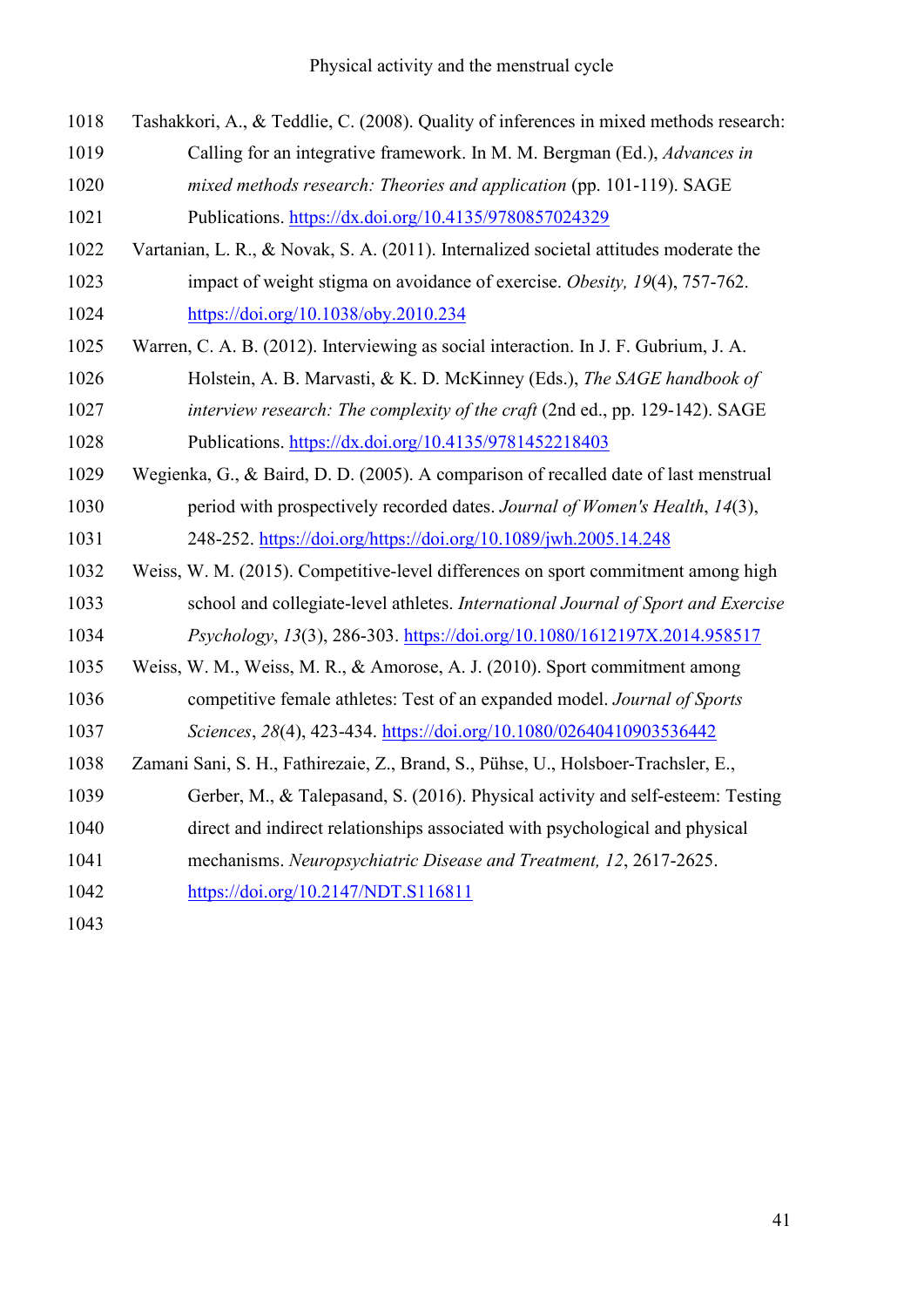Tashakkori, A., & Teddlie, C. (2008). Quality of inferences in mixed methods research: Calling for an integrative framework. In M. M. Bergman (Ed.), *Advances in mixed methods research: Theories and application* (pp. 101-119). SAGE Publications. https://dx.doi.org/10.4135/9780857024329

Vartanian, L. R., & Novak, S. A. (2011). Internalized societal attitudes moderate the impact of weight stigma on avoidance of exercise. *Obesity, 19*(4), 757-762. https://doi.org/10.1038/oby.2010.234

Warren, C. A. B. (2012). Interviewing as social interaction. In J. F. Gubrium, J. A. Holstein, A. B. Marvasti, & K. D. McKinney (Eds.), *The SAGE handbook of interview research: The complexity of the craft* (2nd ed., pp. 129-142). SAGE Publications. https://dx.doi.org/10.4135/9781452218403

Wegienka, G., & Baird, D. D. (2005). A comparison of recalled date of last menstrual period with prospectively recorded dates. *Journal of Women's Health*, *14*(3), 248-252. https://doi.org/https://doi.org/10.1089/jwh.2005.14.248

Weiss, W. M. (2015). Competitive-level differences on sport commitment among high school and collegiate-level athletes. *International Journal of Sport and Exercise Psychology*, *13*(3), 286-303. https://doi.org/10.1080/1612197X.2014.958517

Weiss, W. M., Weiss, M. R., & Amorose, A. J. (2010). Sport commitment among competitive female athletes: Test of an expanded model. *Journal of Sports Sciences*, *28*(4), 423-434. https://doi.org/10.1080/02640410903536442

Zamani Sani, S. H., Fathirezaie, Z., Brand, S., Pühse, U., Holsboer-Trachsler, E., Gerber, M., & Talepasand, S. (2016). Physical activity and self-esteem: Testing direct and indirect relationships associated with psychological and physical mechanisms. *Neuropsychiatric Disease and Treatment, 12*, 2617-2625. https://doi.org/10.2147/NDT.S116811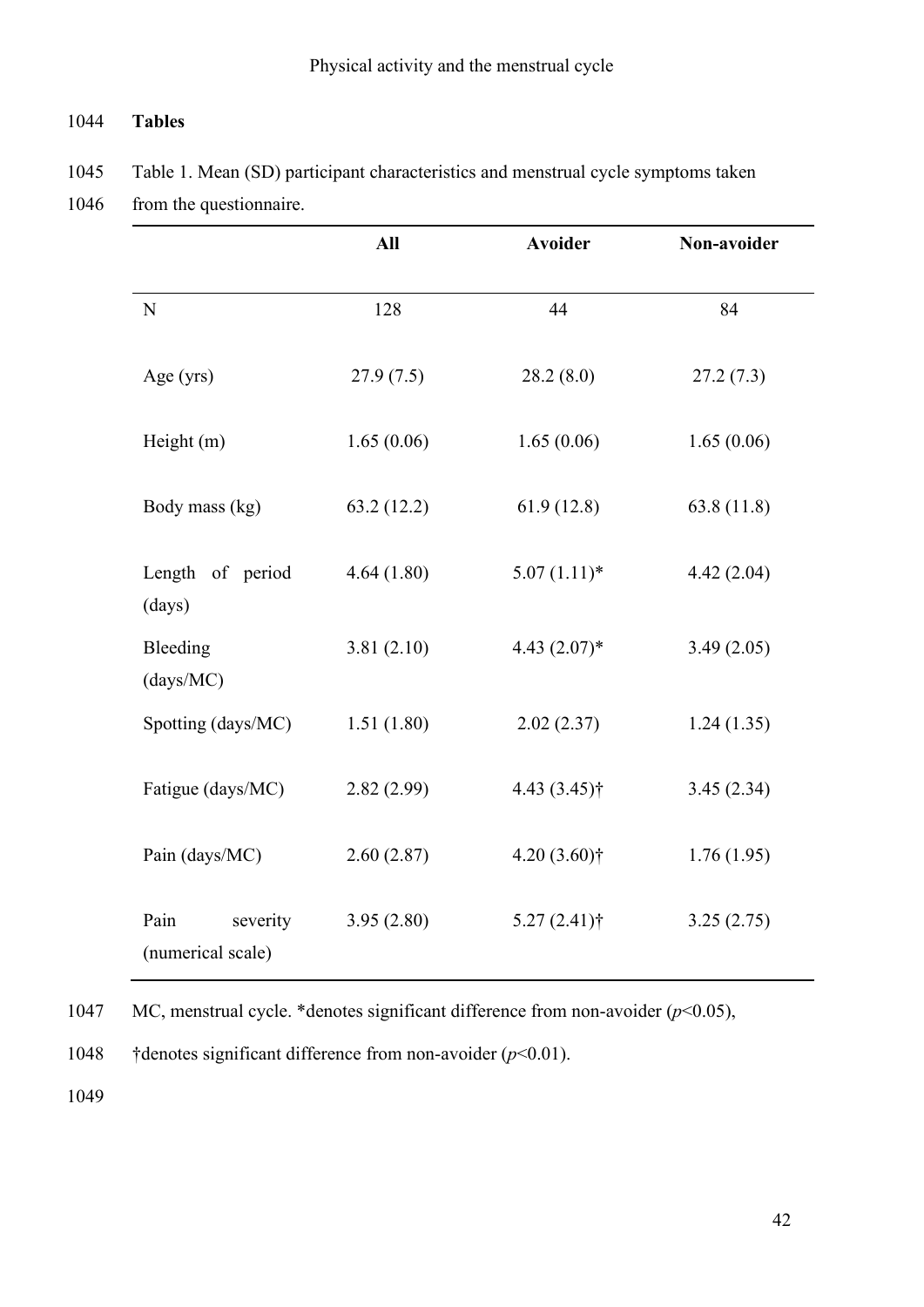## Tables

Table 1. Mean (SD) participant characteristics and menstrual cycle symptoms taken from the questionnaire.

| | All | Avoider | Non-avoider |
|---|---|---|---|
| N | 128 | 44 | 84 |
| Age (yrs) | 27.9 (7.5) | 28.2 (8.0) | 27.2 (7.3) |
| Height (m) | 1.65 (0.06) | 1.65 (0.06) | 1.65 (0.06) |
| Body mass (kg) | 63.2 (12.2) | 61.9 (12.8) | 63.8 (11.8) |
| Length of period (days) | 4.64 (1.80) | 5.07 (1.11)* | 4.42 (2.04) |
| Bleeding (days/MC) | 3.81 (2.10) | 4.43 (2.07)* | 3.49 (2.05) |
| Spotting (days/MC) | 1.51 (1.80) | 2.02 (2.37) | 1.24 (1.35) |
| Fatigue (days/MC) | 2.82 (2.99) | 4.43 (3.45)† | 3.45 (2.34) |
| Pain (days/MC) | 2.60 (2.87) | 4.20 (3.60)† | 1.76 (1.95) |
| Pain severity (numerical scale) | 3.95 (2.80) | 5.27 (2.41)† | 3.25 (2.75) |

MC, menstrual cycle. *denotes significant difference from non-avoider ($p$<0.05), †denotes significant difference from non-avoider ($p$<0.01).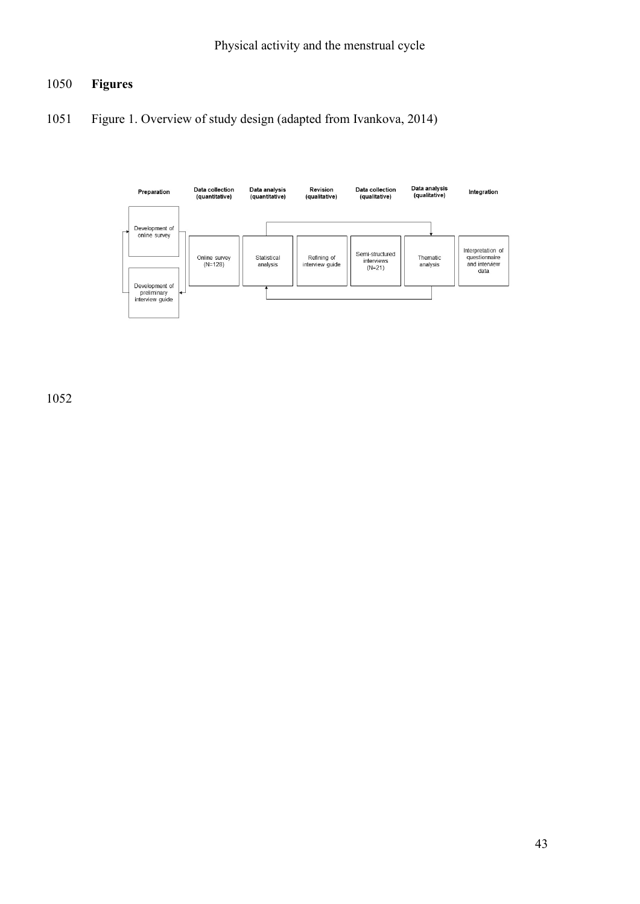# Figures

Figure 1. Overview of study design (adapted from Ivankova, 2014)

Preparation

Data collection (quantitative)

Data analysis (quantitative)

Revision (qualitative)

Data collection (qualitative)

Data analysis (qualitative)

Integration

Development of online survey

Development of preliminary interview guide

Online survey (N=128)

Statistical analysis

Refining of interview guide

Semi-structured interviews (N=21)

Thematic analysis

Interpretation of questionnaire and interview data